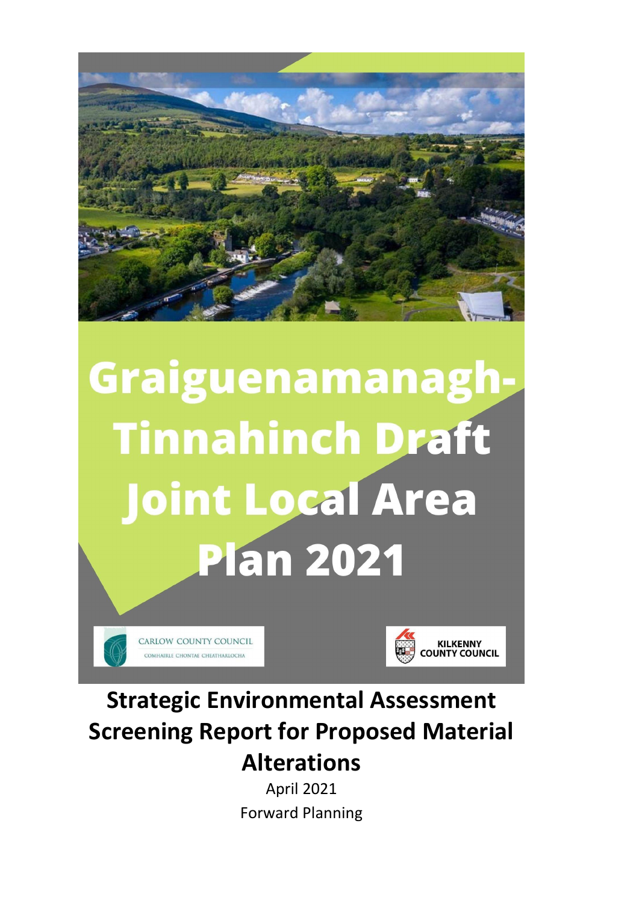# Graiguenamanagh-Tinnahinch Draft Joint Local Area Plan 2021

CARLOW COUNTY COUNCIL
COMHAIRLE CHONTAE CHEATHARLOCHA

KILKENNY COUNTY COUNCIL

## Strategic Environmental Assessment Screening Report for Proposed Material Alterations

April 2021

Forward Planning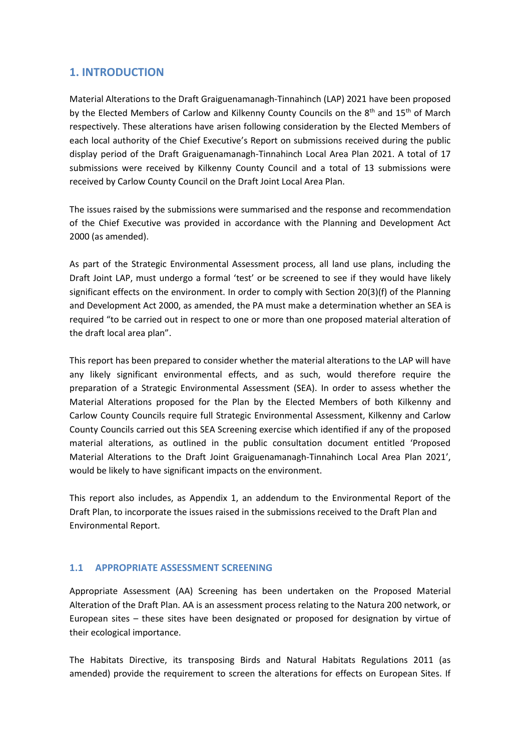# 1. INTRODUCTION

Material Alterations to the Draft Graiguenamanagh-Tinnahinch (LAP) 2021 have been proposed by the Elected Members of Carlow and Kilkenny County Councils on the 8th and 15th of March respectively. These alterations have arisen following consideration by the Elected Members of each local authority of the Chief Executive's Report on submissions received during the public display period of the Draft Graiguenamanagh-Tinnahinch Local Area Plan 2021. A total of 17 submissions were received by Kilkenny County Council and a total of 13 submissions were received by Carlow County Council on the Draft Joint Local Area Plan.

The issues raised by the submissions were summarised and the response and recommendation of the Chief Executive was provided in accordance with the Planning and Development Act 2000 (as amended).

As part of the Strategic Environmental Assessment process, all land use plans, including the Draft Joint LAP, must undergo a formal 'test' or be screened to see if they would have likely significant effects on the environment. In order to comply with Section 20(3)(f) of the Planning and Development Act 2000, as amended, the PA must make a determination whether an SEA is required "to be carried out in respect to one or more than one proposed material alteration of the draft local area plan".

This report has been prepared to consider whether the material alterations to the LAP will have any likely significant environmental effects, and as such, would therefore require the preparation of a Strategic Environmental Assessment (SEA). In order to assess whether the Material Alterations proposed for the Plan by the Elected Members of both Kilkenny and Carlow County Councils require full Strategic Environmental Assessment, Kilkenny and Carlow County Councils carried out this SEA Screening exercise which identified if any of the proposed material alterations, as outlined in the public consultation document entitled 'Proposed Material Alterations to the Draft Joint Graiguenamanagh-Tinnahinch Local Area Plan 2021', would be likely to have significant impacts on the environment.

This report also includes, as Appendix 1, an addendum to the Environmental Report of the Draft Plan, to incorporate the issues raised in the submissions received to the Draft Plan and Environmental Report.

## 1.1 APPROPRIATE ASSESSMENT SCREENING

Appropriate Assessment (AA) Screening has been undertaken on the Proposed Material Alteration of the Draft Plan. AA is an assessment process relating to the Natura 200 network, or European sites – these sites have been designated or proposed for designation by virtue of their ecological importance.

The Habitats Directive, its transposing Birds and Natural Habitats Regulations 2011 (as amended) provide the requirement to screen the alterations for effects on European Sites. If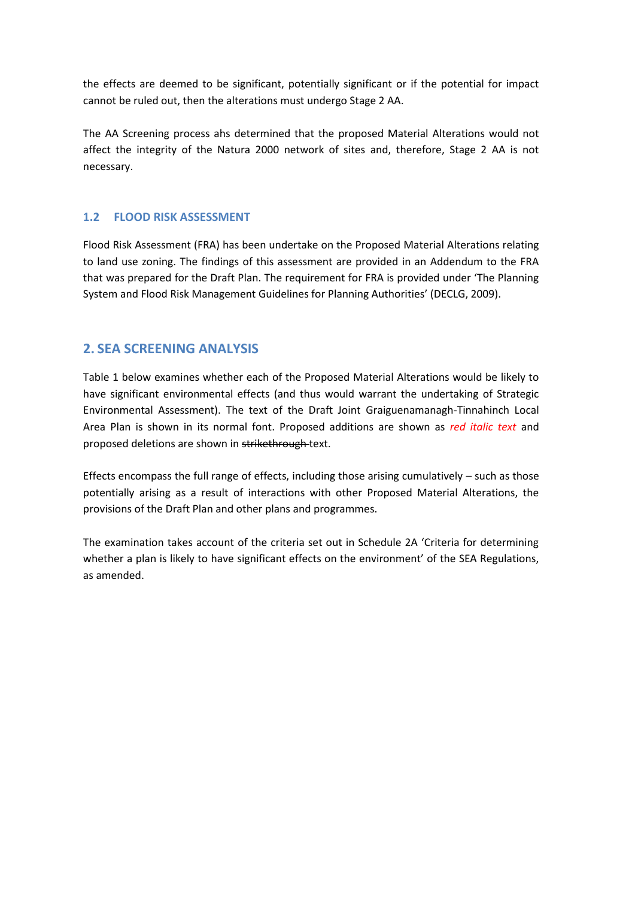the effects are deemed to be significant, potentially significant or if the potential for impact cannot be ruled out, then the alterations must undergo Stage 2 AA.

The AA Screening process ahs determined that the proposed Material Alterations would not affect the integrity of the Natura 2000 network of sites and, therefore, Stage 2 AA is not necessary.

### 1.2 FLOOD RISK ASSESSMENT

Flood Risk Assessment (FRA) has been undertake on the Proposed Material Alterations relating to land use zoning. The findings of this assessment are provided in an Addendum to the FRA that was prepared for the Draft Plan. The requirement for FRA is provided under 'The Planning System and Flood Risk Management Guidelines for Planning Authorities' (DECLG, 2009).

## 2. SEA SCREENING ANALYSIS

Table 1 below examines whether each of the Proposed Material Alterations would be likely to have significant environmental effects (and thus would warrant the undertaking of Strategic Environmental Assessment). The text of the Draft Joint Graiguenamanagh-Tinnahinch Local Area Plan is shown in its normal font. Proposed additions are shown as *red italic text* and proposed deletions are shown in ~~strikethrough~~ text.

Effects encompass the full range of effects, including those arising cumulatively – such as those potentially arising as a result of interactions with other Proposed Material Alterations, the provisions of the Draft Plan and other plans and programmes.

The examination takes account of the criteria set out in Schedule 2A 'Criteria for determining whether a plan is likely to have significant effects on the environment' of the SEA Regulations, as amended.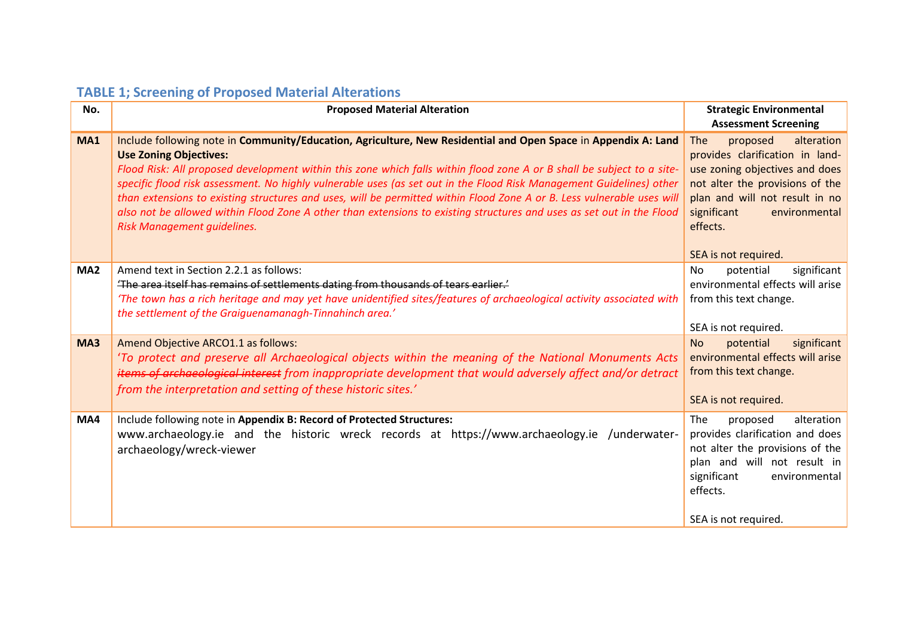### TABLE 1; Screening of Proposed Material Alterations

| No. | Proposed Material Alteration | Strategic Environmental Assessment Screening |
|---|---|---|
| **MA1** | Include following note in **Community/Education, Agriculture, New Residential and Open Space** in **Appendix A: Land Use Zoning Objectives:** *Flood Risk: All proposed development within this zone which falls within flood zone A or B shall be subject to a site-specific flood risk assessment. No highly vulnerable uses (as set out in the Flood Risk Management Guidelines) other than extensions to existing structures and uses, will be permitted within Flood Zone A or B. Less vulnerable uses will also not be allowed within Flood Zone A other than extensions to existing structures and uses as set out in the Flood Risk Management guidelines.* | The proposed alteration provides clarification in land-use zoning objectives and does not alter the provisions of the plan and will not result in no significant environmental effects. SEA is not required. |
| **MA2** | Amend text in Section 2.2.1 as follows: ~~'The area itself has remains of settlements dating from thousands of tears earlier.'~~ *'The town has a rich heritage and may yet have unidentified sites/features of archaeological activity associated with the settlement of the Graiguenamanagh-Tinnahinch area.'* | No potential significant environmental effects will arise from this text change. SEA is not required. |
| **MA3** | Amend Objective ARCO1.1 as follows: *'To protect and preserve all Archaeological objects within the meaning of the National Monuments Acts ~~items of archaeological interest~~ from inappropriate development that would adversely affect and/or detract from the interpretation and setting of these historic sites.'* | No potential significant environmental effects will arise from this text change. SEA is not required. |
| **MA4** | Include following note in **Appendix B: Record of Protected Structures:** www.archaeology.ie and the historic wreck records at https://www.archaeology.ie /underwater-archaeology/wreck-viewer | The proposed alteration provides clarification and does not alter the provisions of the plan and will not result in significant environmental effects. SEA is not required. |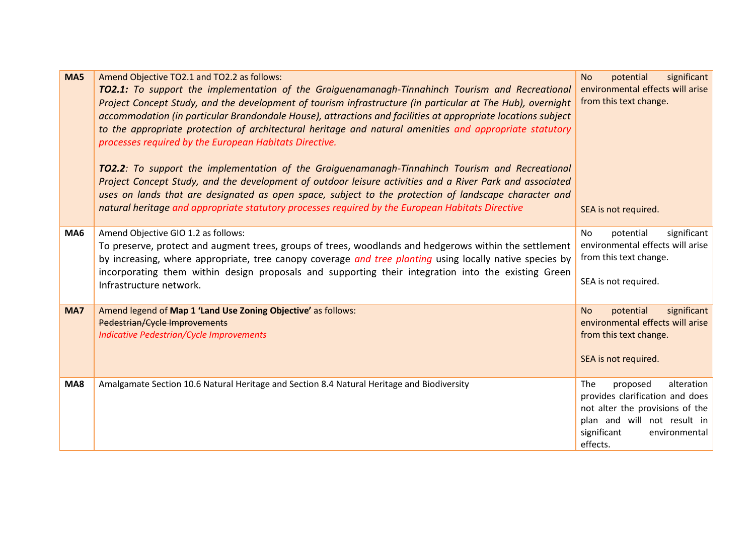| | | |
|---|---|---|
| **MA5** | Amend Objective TO2.1 and TO2.2 as follows:<br>***TO2.1:*** *To support the implementation of the Graiguenamanagh-Tinnahinch Tourism and Recreational Project Concept Study, and the development of tourism infrastructure (in particular at The Hub), overnight accommodation (in particular Brandondale House), attractions and facilities at appropriate locations subject to the appropriate protection of architectural heritage and natural amenities and appropriate statutory processes required by the European Habitats Directive.*<br><br>***TO2.2****: To support the implementation of the Graiguenamanagh-Tinnahinch Tourism and Recreational Project Concept Study, and the development of outdoor leisure activities and a River Park and associated uses on lands that are designated as open space, subject to the protection of landscape character and natural heritage and appropriate statutory processes required by the European Habitats Directive* | No potential significant environmental effects will arise from this text change.<br><br>SEA is not required. |
| **MA6** | Amend Objective GIO 1.2 as follows:<br>To preserve, protect and augment trees, groups of trees, woodlands and hedgerows within the settlement by increasing, where appropriate, tree canopy coverage *and tree planting* using locally native species by incorporating them within design proposals and supporting their integration into the existing Green Infrastructure network. | No potential significant environmental effects will arise from this text change.<br><br>SEA is not required. |
| **MA7** | Amend legend of **Map 1 'Land Use Zoning Objective'** as follows:<br>~~Pedestrian/Cycle Improvements~~<br>*Indicative Pedestrian/Cycle Improvements* | No potential significant environmental effects will arise from this text change.<br><br>SEA is not required. |
| **MA8** | Amalgamate Section 10.6 Natural Heritage and Section 8.4 Natural Heritage and Biodiversity | The proposed alteration provides clarification and does not alter the provisions of the plan and will not result in significant environmental effects. |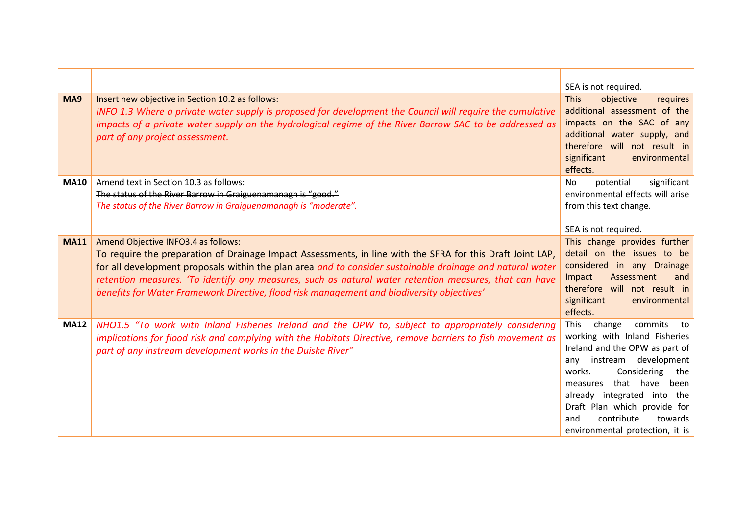| | | |
|---|---|---|
| | | SEA is not required. |
| **MA9** | Insert new objective in Section 10.2 as follows:<br>*INFO 1.3 Where a private water supply is proposed for development the Council will require the cumulative impacts of a private water supply on the hydrological regime of the River Barrow SAC to be addressed as part of any project assessment.* | This objective requires additional assessment of the impacts on the SAC of any additional water supply, and therefore will not result in significant environmental effects. |
| **MA10** | Amend text in Section 10.3 as follows:<br>~~The status of the River Barrow in Graiguenamanagh is "good."~~<br>*The status of the River Barrow in Graiguenamanagh is "moderate".* | No potential significant environmental effects will arise from this text change.<br><br>SEA is not required. |
| **MA11** | Amend Objective INFO3.4 as follows:<br>To require the preparation of Drainage Impact Assessments, in line with the SFRA for this Draft Joint LAP, for all development proposals within the plan area *and to consider sustainable drainage and natural water retention measures. 'To identify any measures, such as natural water retention measures, that can have benefits for Water Framework Directive, flood risk management and biodiversity objectives'* | This change provides further detail on the issues to be considered in any Drainage Impact Assessment and therefore will not result in significant environmental effects. |
| **MA12** | *NHO1.5 "To work with Inland Fisheries Ireland and the OPW to, subject to appropriately considering implications for flood risk and complying with the Habitats Directive, remove barriers to fish movement as part of any instream development works in the Duiske River"* | This change commits to working with Inland Fisheries Ireland and the OPW as part of any instream development works. Considering the measures that have been already integrated into the Draft Plan which provide for and contribute towards environmental protection, it is |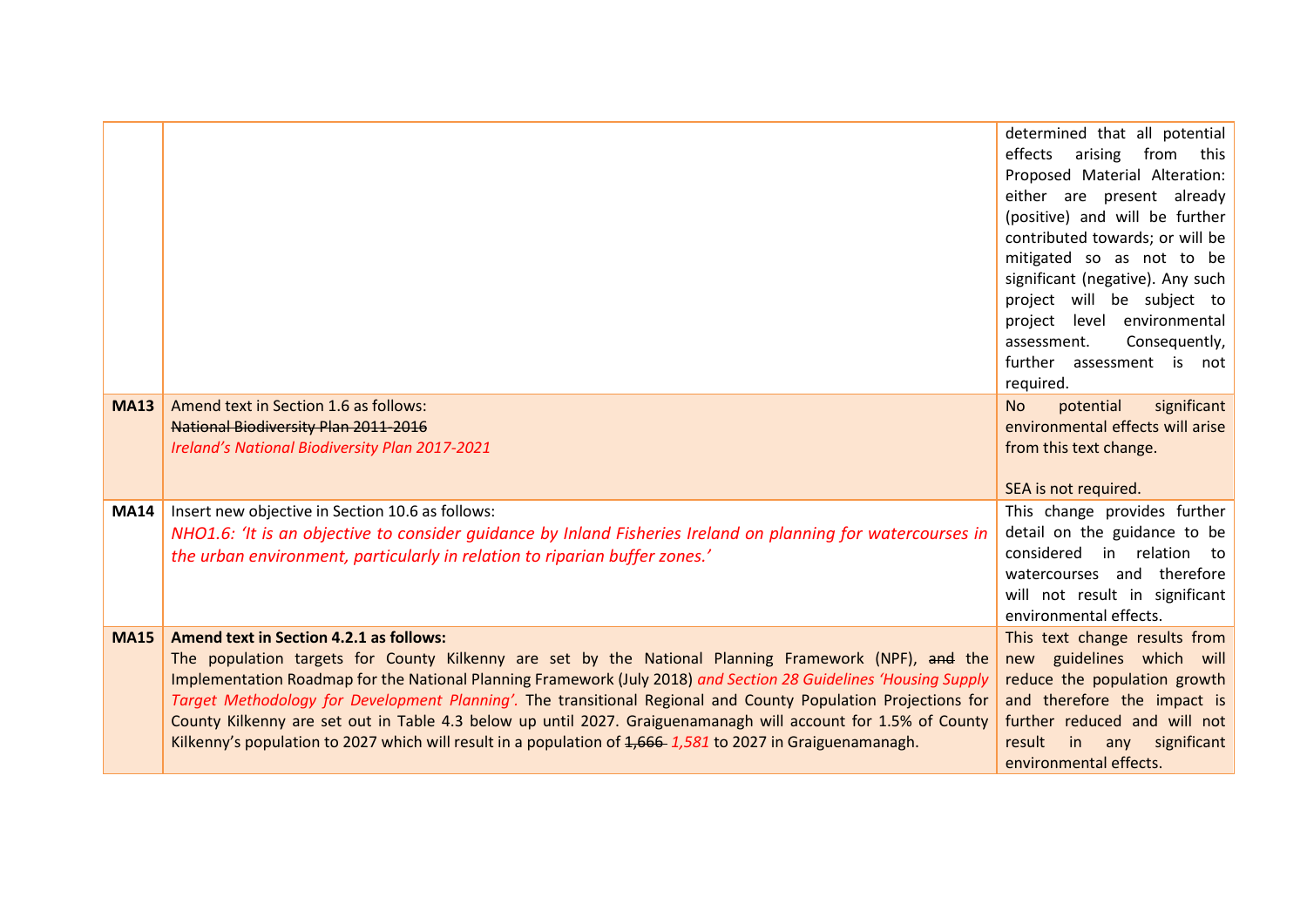| | | |
|---|---|---|
| | | determined that all potential effects arising from this Proposed Material Alteration: either are present already (positive) and will be further contributed towards; or will be mitigated so as not to be significant (negative). Any such project will be subject to project level environmental assessment. Consequently, further assessment is not required. |
| **MA13** | Amend text in Section 1.6 as follows:<br>~~National Biodiversity Plan 2011-2016~~<br>*Ireland's National Biodiversity Plan 2017-2021* | No potential significant environmental effects will arise from this text change.<br><br>SEA is not required. |
| **MA14** | Insert new objective in Section 10.6 as follows:<br>*NHO1.6: 'It is an objective to consider guidance by Inland Fisheries Ireland on planning for watercourses in the urban environment, particularly in relation to riparian buffer zones.'* | This change provides further detail on the guidance to be considered in relation to watercourses and therefore will not result in significant environmental effects. |
| **MA15** | **Amend text in Section 4.2.1 as follows:**<br>The population targets for County Kilkenny are set by the National Planning Framework (NPF), ~~and~~ the Implementation Roadmap for the National Planning Framework (July 2018) *and Section 28 Guidelines 'Housing Supply Target Methodology for Development Planning'.* The transitional Regional and County Population Projections for County Kilkenny are set out in Table 4.3 below up until 2027. Graiguenamanagh will account for 1.5% of County Kilkenny's population to 2027 which will result in a population of ~~1,666~~ *1,581* to 2027 in Graiguenamanagh. | This text change results from new guidelines which will reduce the population growth and therefore the impact is further reduced and will not result in any significant environmental effects. |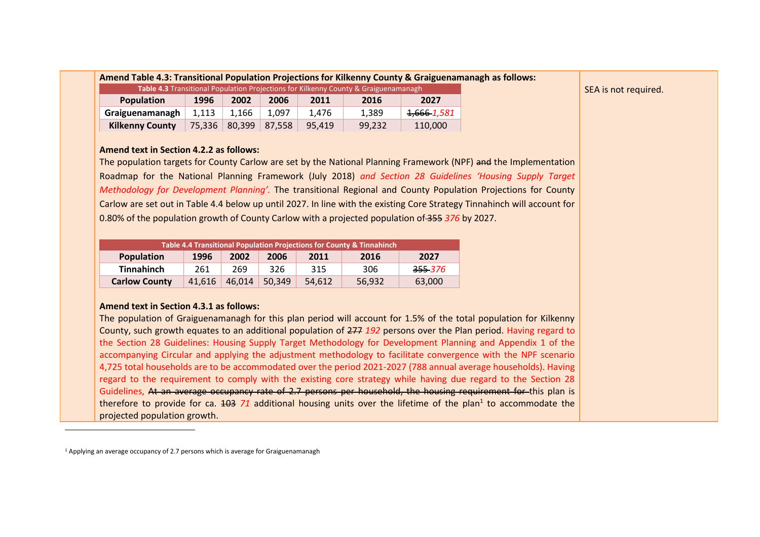**Amend Table 4.3: Transitional Population Projections for Kilkenny County & Graiguenamanagh as follows:**

| **Table 4.3** Transitional Population Projections for Kilkenny County & Graiguenamanagh | | | | | | |
|---|---|---|---|---|---|---|
| **Population** | **1996** | **2002** | **2006** | **2011** | **2016** | **2027** |
| **Graiguenamanagh** | 1,113 | 1,166 | 1,097 | 1,476 | 1,389 | ~~1,666~~ *1,581* |
| **Kilkenny County** | 75,336 | 80,399 | 87,558 | 95,419 | 99,232 | 110,000 |

**Amend text in Section 4.2.2 as follows:**

The population targets for County Carlow are set by the National Planning Framework (NPF) ~~and~~ the Implementation Roadmap for the National Planning Framework (July 2018) *and Section 28 Guidelines 'Housing Supply Target Methodology for Development Planning'.* The transitional Regional and County Population Projections for County Carlow are set out in Table 4.4 below up until 2027. In line with the existing Core Strategy Tinnahinch will account for 0.80% of the population growth of County Carlow with a projected population of ~~355~~ *376* by 2027.

| **Table 4.4 Transitional Population Projections for County & Tinnahinch** | | | | | | |
|---|---|---|---|---|---|---|
| **Population** | **1996** | **2002** | **2006** | **2011** | **2016** | **2027** |
| **Tinnahinch** | 261 | 269 | 326 | 315 | 306 | ~~355~~ *376* |
| **Carlow County** | 41,616 | 46,014 | 50,349 | 54,612 | 56,932 | 63,000 |

**Amend text in Section 4.3.1 as follows:**

The population of Graiguenamanagh for this plan period will account for 1.5% of the total population for Kilkenny County, such growth equates to an additional population of ~~277~~ *192* persons over the Plan period. Having regard to the Section 28 Guidelines: Housing Supply Target Methodology for Development Planning and Appendix 1 of the accompanying Circular and applying the adjustment methodology to facilitate convergence with the NPF scenario 4,725 total households are to be accommodated over the period 2021-2027 (788 annual average households). Having regard to the requirement to comply with the existing core strategy while having due regard to the Section 28 Guidelines, ~~At an average occupancy rate of 2.7 persons per household, the housing requirement for~~ this plan is therefore to provide for ca. ~~103~~ *71* additional housing units over the lifetime of the plan[1] to accommodate the projected population growth.

SEA is not required.

[1] Applying an average occupancy of 2.7 persons which is average for Graiguenamanagh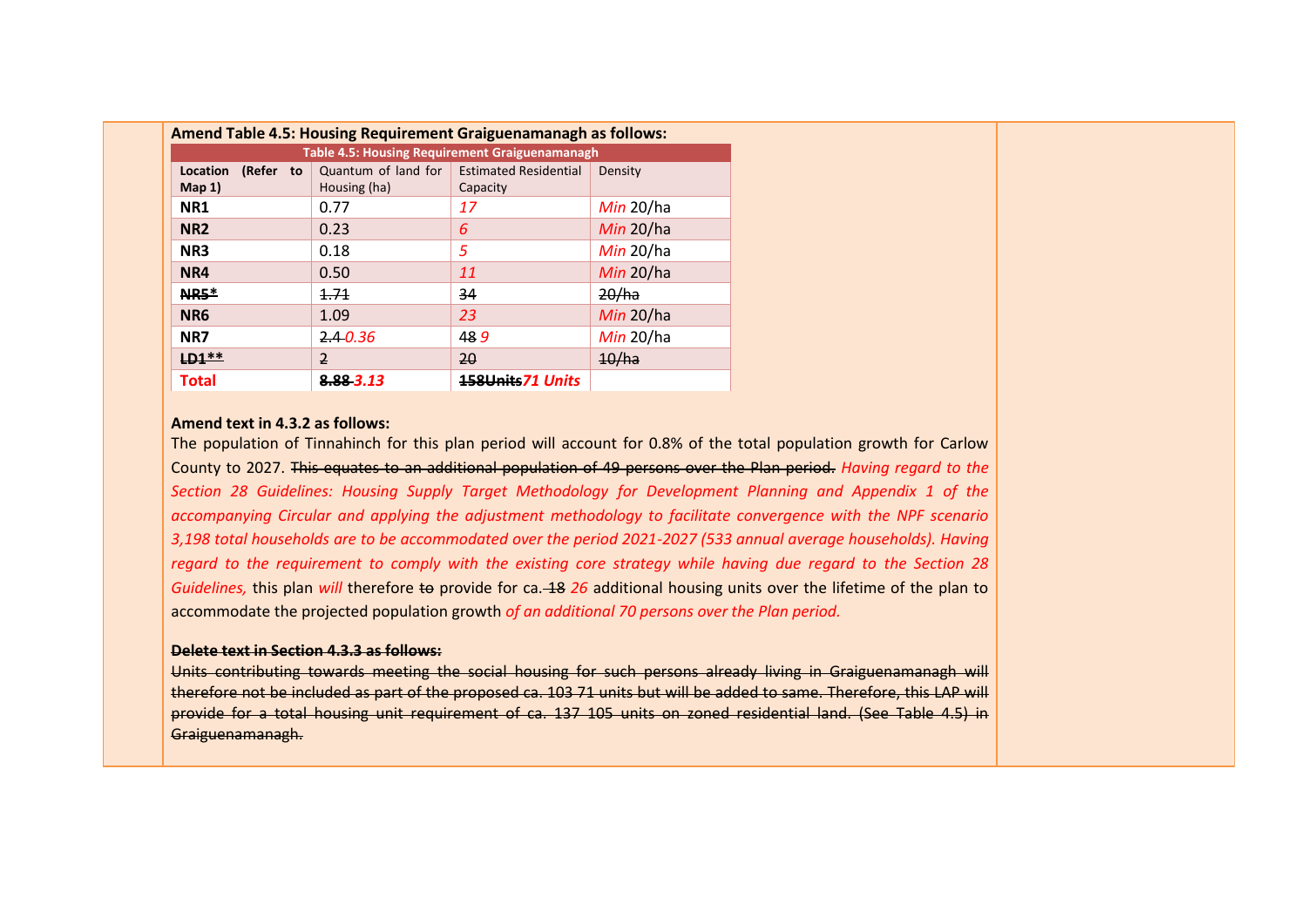**Amend Table 4.5: Housing Requirement Graiguenamanagh as follows:**

| Table 4.5: Housing Requirement Graiguenamanagh | | | |
|---|---|---|---|
| **Location (Refer to Map 1)** | Quantum of land for Housing (ha) | Estimated Residential Capacity | Density |
| **NR1** | 0.77 | *17* | *Min* 20/ha |
| **NR2** | 0.23 | *6* | *Min* 20/ha |
| **NR3** | 0.18 | *5* | *Min* 20/ha |
| **NR4** | 0.50 | *11* | *Min* 20/ha |
| ~~**NR5***~~ | ~~1.71~~ | ~~34~~ | ~~20/ha~~ |
| **NR6** | 1.09 | *23* | *Min* 20/ha |
| **NR7** | ~~2.4~~ *0.36* | ~~48~~ *9* | *Min* 20/ha |
| ~~**LD1****~~ | ~~2~~ | ~~20~~ | ~~10/ha~~ |
| **Total** | ~~**8.88**~~ ***3.13*** | ~~**158Units**~~ ***71 Units*** | |

**Amend text in 4.3.2 as follows:**

The population of Tinnahinch for this plan period will account for 0.8% of the total population growth for Carlow County to 2027. ~~This equates to an additional population of 49 persons over the Plan period.~~ *Having regard to the Section 28 Guidelines: Housing Supply Target Methodology for Development Planning and Appendix 1 of the accompanying Circular and applying the adjustment methodology to facilitate convergence with the NPF scenario 3,198 total households are to be accommodated over the period 2021-2027 (533 annual average households). Having regard to the requirement to comply with the existing core strategy while having due regard to the Section 28 Guidelines,* this plan *will* therefore ~~to~~ provide for ca. ~~18~~ *26* additional housing units over the lifetime of the plan to accommodate the projected population growth *of an additional 70 persons over the Plan period.*

~~**Delete text in Section 4.3.3 as follows:**~~

~~Units contributing towards meeting the social housing for such persons already living in Graiguenamanagh will therefore not be included as part of the proposed ca. 103 71 units but will be added to same. Therefore, this LAP will provide for a total housing unit requirement of ca. 137 105 units on zoned residential land. (See Table 4.5) in Graiguenamanagh.~~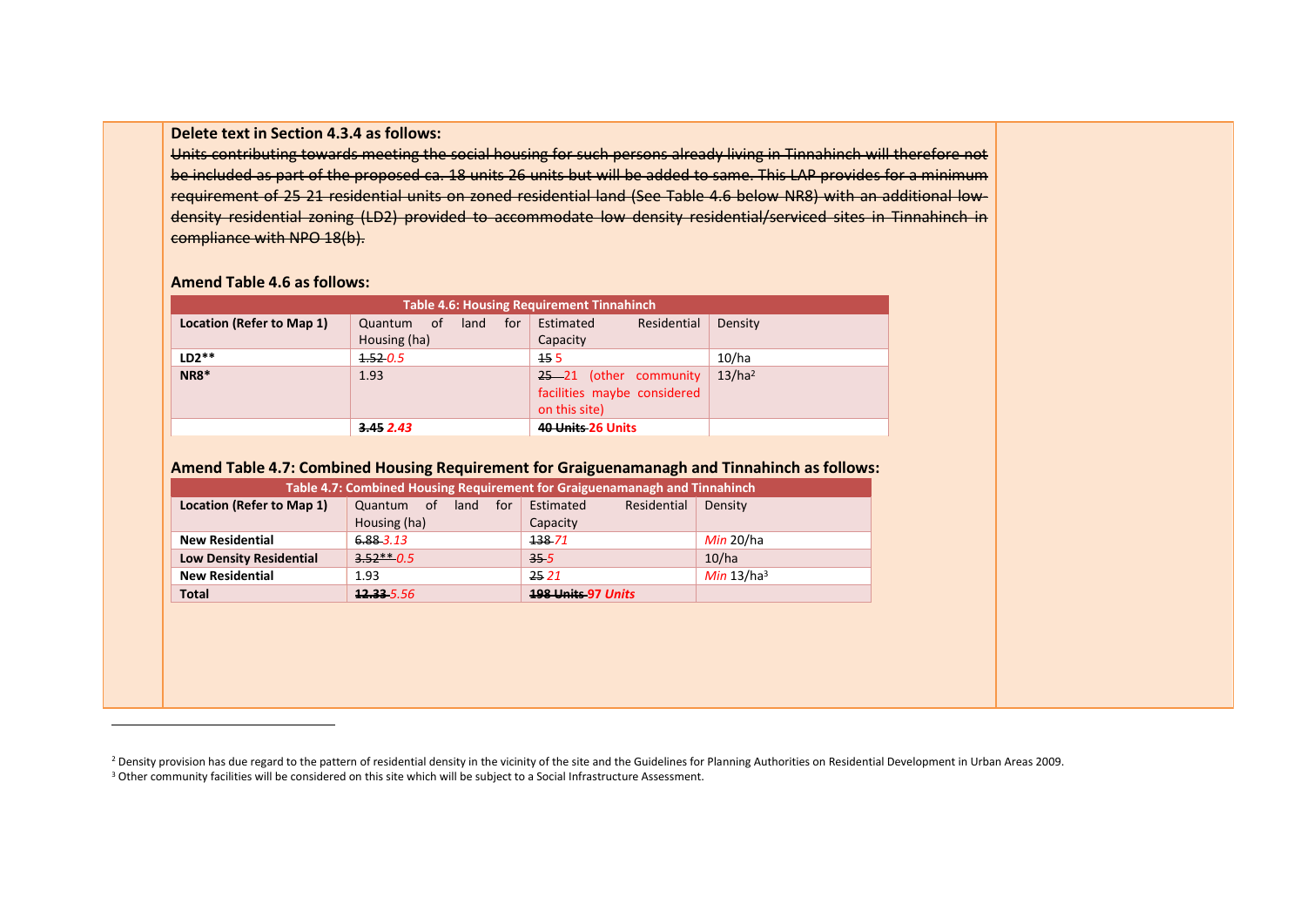**Delete text in Section 4.3.4 as follows:**

~~Units contributing towards meeting the social housing for such persons already living in Tinnahinch will therefore not be included as part of the proposed ca. 18 units 26 units but will be added to same. This LAP provides for a minimum requirement of 25 21 residential units on zoned residential land (See Table 4.6 below NR8) with an additional low-density residential zoning (LD2) provided to accommodate low density residential/serviced sites in Tinnahinch in compliance with NPO 18(b).~~

**Amend Table 4.6 as follows:**

| Table 4.6: Housing Requirement Tinnahinch | | | |
|---|---|---|---|
| **Location (Refer to Map 1)** | Quantum of land for Housing (ha) | Estimated Residential Capacity | Density |
| **LD2\*\*** | ~~1.52~~ *0.5* | ~~15~~ 5 | 10/ha |
| **NR8\*** | 1.93 | ~~25~~ 21 (other community facilities maybe considered on this site) | 13/ha[2] |
| | ~~**3.45**~~ ***2.43*** | ~~**40 Units**~~ **26 Units** | |

**Amend Table 4.7: Combined Housing Requirement for Graiguenamanagh and Tinnahinch as follows:**

| Table 4.7: Combined Housing Requirement for Graiguenamanagh and Tinnahinch | | | |
|---|---|---|---|
| **Location (Refer to Map 1)** | Quantum of land for Housing (ha) | Estimated Residential Capacity | Density |
| **New Residential** | ~~6.88~~ *3.13* | ~~138~~ *71* | *Min* 20/ha |
| **Low Density Residential** | ~~3.52\*\*~~ *0.5* | ~~35~~ *5* | 10/ha |
| **New Residential** | 1.93 | ~~25~~ *21* | *Min* 13/ha[3] |
| **Total** | ~~**12.33**~~ *5.56* | ~~**198 Units**~~ ***97 Units*** | |

[2] Density provision has due regard to the pattern of residential density in the vicinity of the site and the Guidelines for Planning Authorities on Residential Development in Urban Areas 2009.

[3] Other community facilities will be considered on this site which will be subject to a Social Infrastructure Assessment.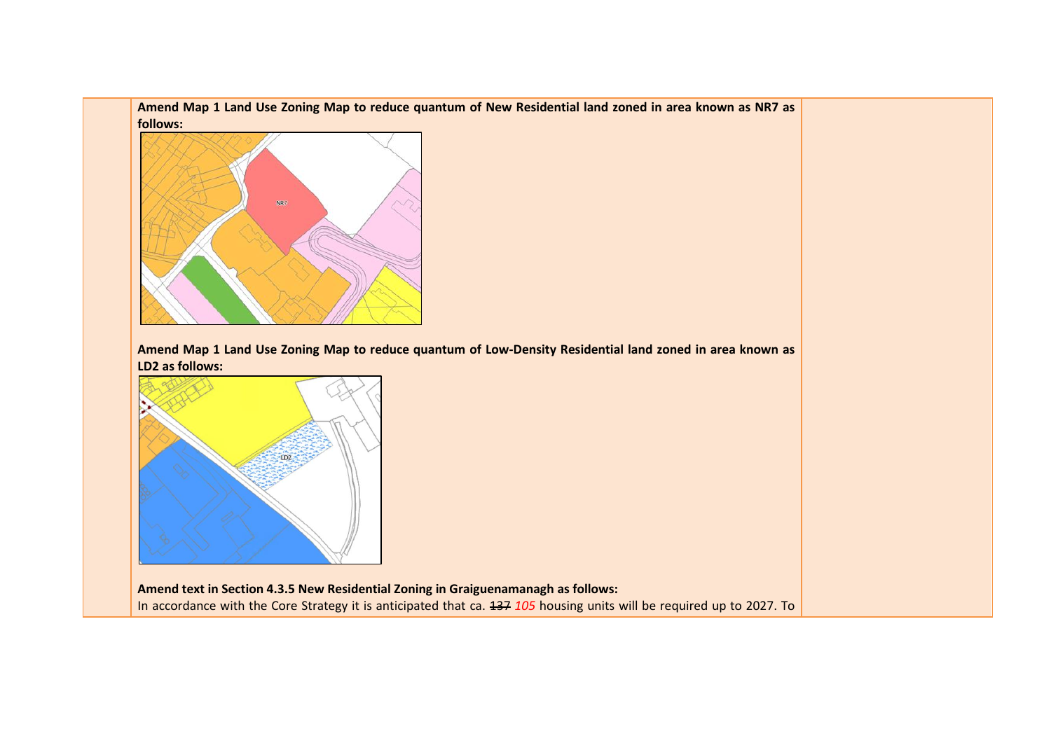**Amend Map 1 Land Use Zoning Map to reduce quantum of New Residential land zoned in area known as NR7 as follows:**

**Amend Map 1 Land Use Zoning Map to reduce quantum of Low-Density Residential land zoned in area known as LD2 as follows:**

**Amend text in Section 4.3.5 New Residential Zoning in Graiguenamanagh as follows:**

In accordance with the Core Strategy it is anticipated that ca. ~~137~~ *105* housing units will be required up to 2027. To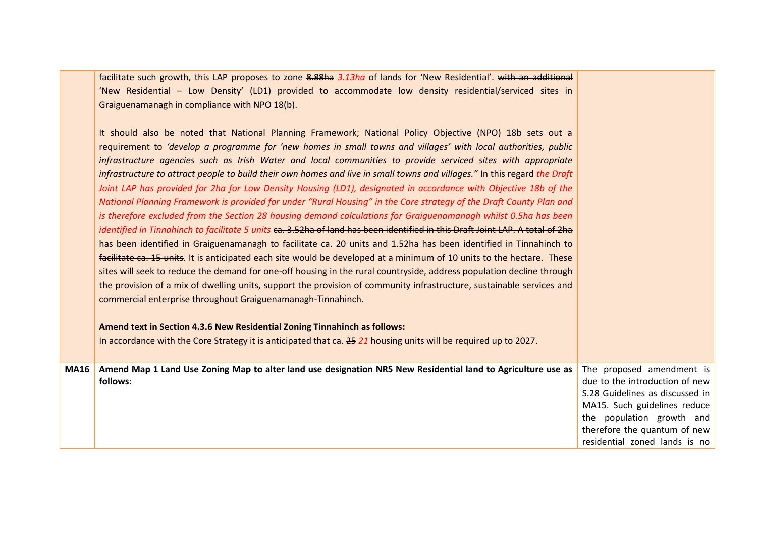| | | |
|---|---|---|
| | facilitate such growth, this LAP proposes to zone ~~8.88ha~~ *3.13ha* of lands for 'New Residential'. ~~with an additional 'New Residential – Low Density' (LD1) provided to accommodate low density residential/serviced sites in Graiguenamanagh in compliance with NPO 18(b).~~<br><br>It should also be noted that National Planning Framework; National Policy Objective (NPO) 18b sets out a requirement to *'develop a programme for 'new homes in small towns and villages' with local authorities, public infrastructure agencies such as Irish Water and local communities to provide serviced sites with appropriate infrastructure to attract people to build their own homes and live in small towns and villages."* In this regard *the Draft Joint LAP has provided for 2ha for Low Density Housing (LD1), designated in accordance with Objective 18b of the National Planning Framework is provided for under "Rural Housing" in the Core strategy of the Draft County Plan and is therefore excluded from the Section 28 housing demand calculations for Graiguenamanagh whilst 0.5ha has been identified in Tinnahinch to facilitate 5 units* ~~ca. 3.52ha of land has been identified in this Draft Joint LAP. A total of 2ha has been identified in Graiguenamanagh to facilitate ca. 20 units and 1.52ha has been identified in Tinnahinch to facilitate ca. 15 units~~. It is anticipated each site would be developed at a minimum of 10 units to the hectare. These sites will seek to reduce the demand for one-off housing in the rural countryside, address population decline through the provision of a mix of dwelling units, support the provision of community infrastructure, sustainable services and commercial enterprise throughout Graiguenamanagh-Tinnahinch.<br><br>**Amend text in Section 4.3.6 New Residential Zoning Tinnahinch as follows:**<br>In accordance with the Core Strategy it is anticipated that ca. ~~25~~ *21* housing units will be required up to 2027. | |
| **MA16** | **Amend Map 1 Land Use Zoning Map to alter land use designation NR5 New Residential land to Agriculture use as follows:** | The proposed amendment is due to the introduction of new S.28 Guidelines as discussed in MA15. Such guidelines reduce the population growth and therefore the quantum of new residential zoned lands is no |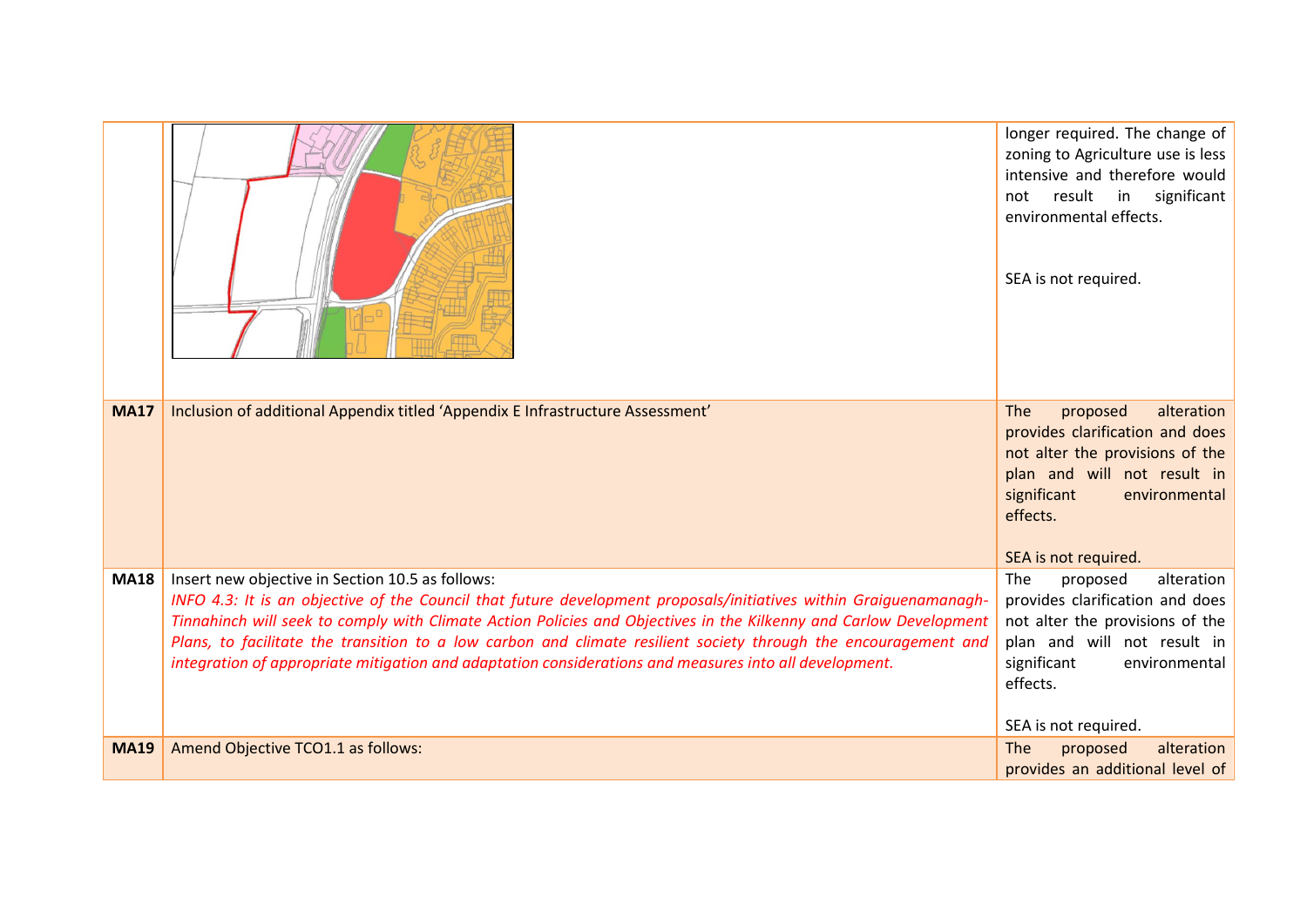| | | |
|---|---|---|
| | | longer required. The change of zoning to Agriculture use is less intensive and therefore would not result in significant environmental effects.<br><br>SEA is not required. |
| **MA17** | Inclusion of additional Appendix titled 'Appendix E Infrastructure Assessment' | The proposed alteration provides clarification and does not alter the provisions of the plan and will not result in significant environmental effects.<br><br>SEA is not required. |
| **MA18** | Insert new objective in Section 10.5 as follows:<br>*INFO 4.3: It is an objective of the Council that future development proposals/initiatives within Graiguenamanagh-Tinnahinch will seek to comply with Climate Action Policies and Objectives in the Kilkenny and Carlow Development Plans, to facilitate the transition to a low carbon and climate resilient society through the encouragement and integration of appropriate mitigation and adaptation considerations and measures into all development.* | The proposed alteration provides clarification and does not alter the provisions of the plan and will not result in significant environmental effects.<br><br>SEA is not required. |
| **MA19** | Amend Objective TCO1.1 as follows: | The proposed alteration provides an additional level of |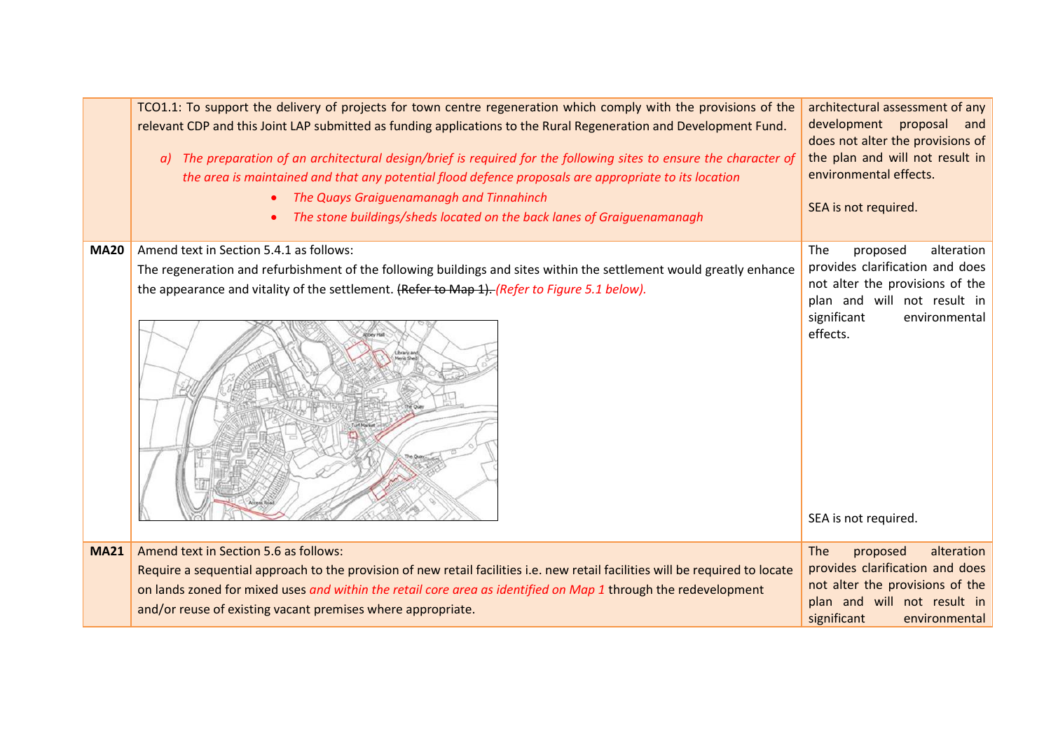| | | |
|---|---|---|
| | TCO1.1: To support the delivery of projects for town centre regeneration which comply with the provisions of the relevant CDP and this Joint LAP submitted as funding applications to the Rural Regeneration and Development Fund.<br><br>*a) The preparation of an architectural design/brief is required for the following sites to ensure the character of the area is maintained and that any potential flood defence proposals are appropriate to its location*<br>• *The Quays Graiguenamanagh and Tinnahinch*<br>• *The stone buildings/sheds located on the back lanes of Graiguenamanagh* | architectural assessment of any development proposal and does not alter the provisions of the plan and will not result in environmental effects.<br><br>SEA is not required. |
| **MA20** | Amend text in Section 5.4.1 as follows:<br>The regeneration and refurbishment of the following buildings and sites within the settlement would greatly enhance the appearance and vitality of the settlement. ~~(Refer to Map 1).~~ *(Refer to Figure 5.1 below).* | The proposed alteration provides clarification and does not alter the provisions of the plan and will not result in significant environmental effects.<br><br>SEA is not required. |
| **MA21** | Amend text in Section 5.6 as follows:<br>Require a sequential approach to the provision of new retail facilities i.e. new retail facilities will be required to locate on lands zoned for mixed uses *and within the retail core area as identified on Map 1* through the redevelopment and/or reuse of existing vacant premises where appropriate. | The proposed alteration provides clarification and does not alter the provisions of the plan and will not result in significant environmental |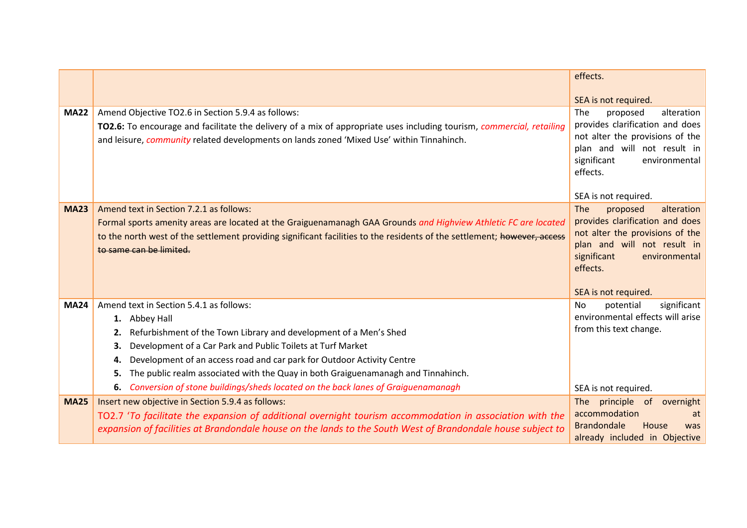| | | |
|---|---|---|
| | | effects.<br><br>SEA is not required. |
| **MA22** | Amend Objective TO2.6 in Section 5.9.4 as follows:<br>**TO2.6:** To encourage and facilitate the delivery of a mix of appropriate uses including tourism, *commercial, retailing* and leisure, *community* related developments on lands zoned 'Mixed Use' within Tinnahinch. | The proposed alteration provides clarification and does not alter the provisions of the plan and will not result in significant environmental effects.<br><br>SEA is not required. |
| **MA23** | Amend text in Section 7.2.1 as follows:<br>Formal sports amenity areas are located at the Graiguenamanagh GAA Grounds *and Highview Athletic FC are located* to the north west of the settlement providing significant facilities to the residents of the settlement; ~~however, access to same can be limited.~~ | The proposed alteration provides clarification and does not alter the provisions of the plan and will not result in significant environmental effects.<br><br>SEA is not required. |
| **MA24** | Amend text in Section 5.4.1 as follows:<br>**1.** Abbey Hall<br>**2.** Refurbishment of the Town Library and development of a Men's Shed<br>**3.** Development of a Car Park and Public Toilets at Turf Market<br>**4.** Development of an access road and car park for Outdoor Activity Centre<br>**5.** The public realm associated with the Quay in both Graiguenamanagh and Tinnahinch.<br>**6.** *Conversion of stone buildings/sheds located on the back lanes of Graiguenamanagh* | No potential significant environmental effects will arise from this text change.<br><br>SEA is not required. |
| **MA25** | Insert new objective in Section 5.9.4 as follows:<br>TO2.7 '*To facilitate the expansion of additional overnight tourism accommodation in association with the expansion of facilities at Brandondale house on the lands to the South West of Brandondale house subject to* | The principle of overnight accommodation at Brandondale House was already included in Objective |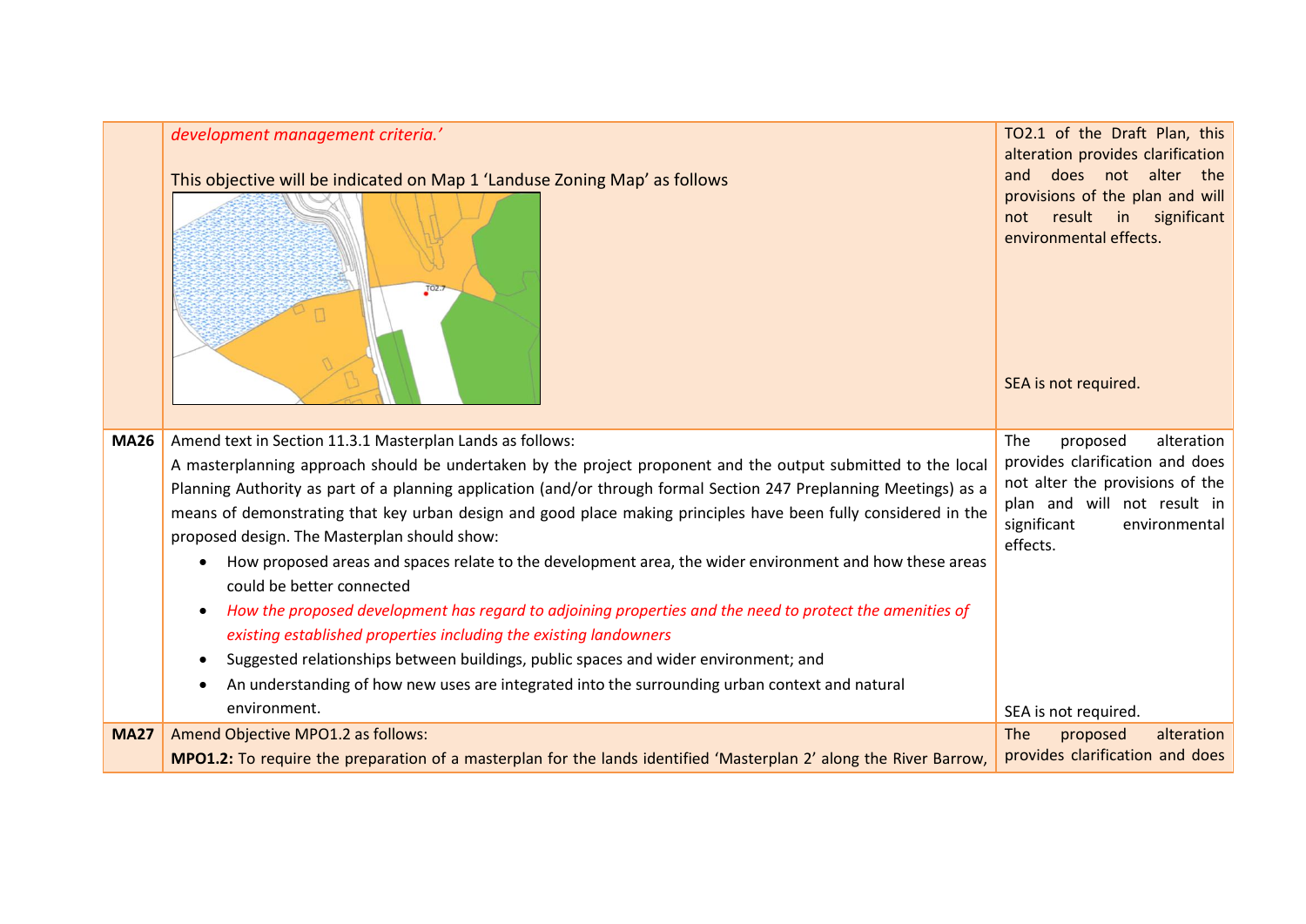| | | |
|---|---|---|
| | *development management criteria.'* <br><br> This objective will be indicated on Map 1 'Landuse Zoning Map' as follows | TO2.1 of the Draft Plan, this alteration provides clarification and does not alter the provisions of the plan and will not result in significant environmental effects. <br><br> SEA is not required. |
| **MA26** | Amend text in Section 11.3.1 Masterplan Lands as follows: <br> A masterplanning approach should be undertaken by the project proponent and the output submitted to the local Planning Authority as part of a planning application (and/or through formal Section 247 Preplanning Meetings) as a means of demonstrating that key urban design and good place making principles have been fully considered in the proposed design. The Masterplan should show: <br> • How proposed areas and spaces relate to the development area, the wider environment and how these areas could be better connected <br> • *How the proposed development has regard to adjoining properties and the need to protect the amenities of existing established properties including the existing landowners* <br> • Suggested relationships between buildings, public spaces and wider environment; and <br> • An understanding of how new uses are integrated into the surrounding urban context and natural environment. | The proposed alteration provides clarification and does not alter the provisions of the plan and will not result in significant environmental effects. <br><br> SEA is not required. |
| **MA27** | Amend Objective MPO1.2 as follows: <br> **MPO1.2:** To require the preparation of a masterplan for the lands identified 'Masterplan 2' along the River Barrow, | The proposed alteration provides clarification and does |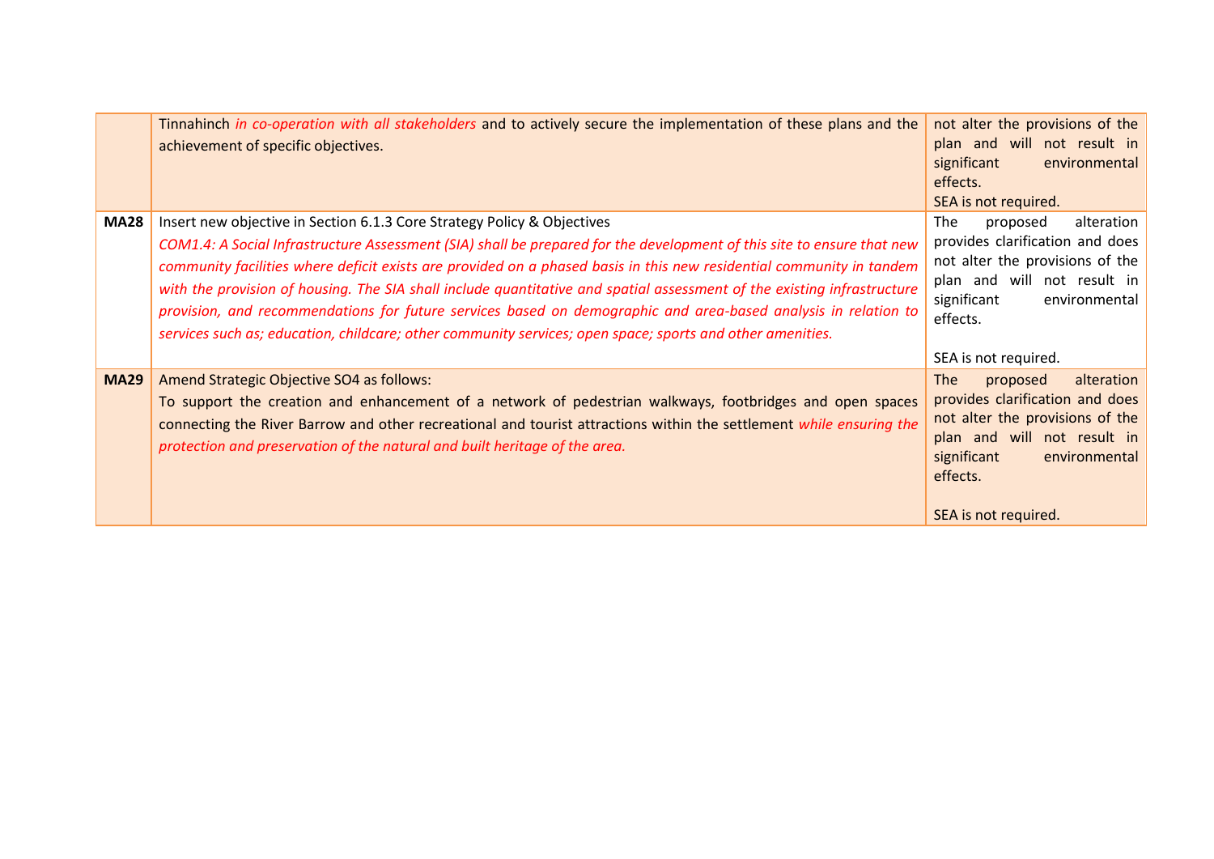|  |  |  |
|---|---|---|
|  | Tinnahinch *in co-operation with all stakeholders* and to actively secure the implementation of these plans and the achievement of specific objectives. | not alter the provisions of the plan and will not result in significant environmental effects.<br>SEA is not required. |
| **MA28** | Insert new objective in Section 6.1.3 Core Strategy Policy & Objectives<br>*COM1.4: A Social Infrastructure Assessment (SIA) shall be prepared for the development of this site to ensure that new community facilities where deficit exists are provided on a phased basis in this new residential community in tandem with the provision of housing. The SIA shall include quantitative and spatial assessment of the existing infrastructure provision, and recommendations for future services based on demographic and area-based analysis in relation to services such as; education, childcare; other community services; open space; sports and other amenities.* | The proposed alteration provides clarification and does not alter the provisions of the plan and will not result in significant environmental effects.<br><br>SEA is not required. |
| **MA29** | Amend Strategic Objective SO4 as follows:<br>To support the creation and enhancement of a network of pedestrian walkways, footbridges and open spaces connecting the River Barrow and other recreational and tourist attractions within the settlement *while ensuring the protection and preservation of the natural and built heritage of the area.* | The proposed alteration provides clarification and does not alter the provisions of the plan and will not result in significant environmental effects.<br><br>SEA is not required. |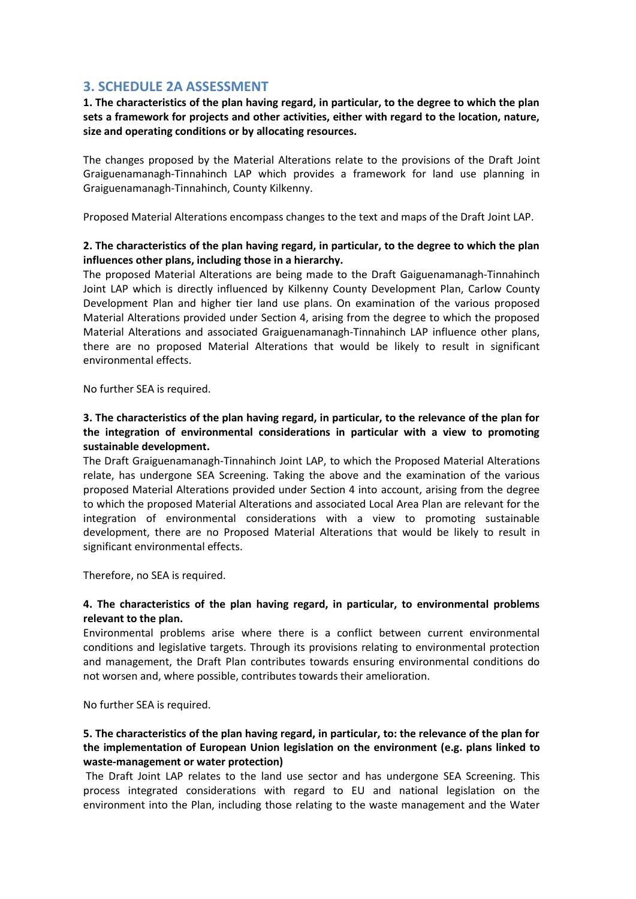## 3. SCHEDULE 2A ASSESSMENT

**1. The characteristics of the plan having regard, in particular, to the degree to which the plan sets a framework for projects and other activities, either with regard to the location, nature, size and operating conditions or by allocating resources.**

The changes proposed by the Material Alterations relate to the provisions of the Draft Joint Graiguenamanagh-Tinnahinch LAP which provides a framework for land use planning in Graiguenamanagh-Tinnahinch, County Kilkenny.

Proposed Material Alterations encompass changes to the text and maps of the Draft Joint LAP.

**2. The characteristics of the plan having regard, in particular, to the degree to which the plan influences other plans, including those in a hierarchy.**

The proposed Material Alterations are being made to the Draft Gaiguenamanagh-Tinnahinch Joint LAP which is directly influenced by Kilkenny County Development Plan, Carlow County Development Plan and higher tier land use plans. On examination of the various proposed Material Alterations provided under Section 4, arising from the degree to which the proposed Material Alterations and associated Graiguenamanagh-Tinnahinch LAP influence other plans, there are no proposed Material Alterations that would be likely to result in significant environmental effects.

No further SEA is required.

**3. The characteristics of the plan having regard, in particular, to the relevance of the plan for the integration of environmental considerations in particular with a view to promoting sustainable development.**

The Draft Graiguenamanagh-Tinnahinch Joint LAP, to which the Proposed Material Alterations relate, has undergone SEA Screening. Taking the above and the examination of the various proposed Material Alterations provided under Section 4 into account, arising from the degree to which the proposed Material Alterations and associated Local Area Plan are relevant for the integration of environmental considerations with a view to promoting sustainable development, there are no Proposed Material Alterations that would be likely to result in significant environmental effects.

Therefore, no SEA is required.

**4. The characteristics of the plan having regard, in particular, to environmental problems relevant to the plan.**

Environmental problems arise where there is a conflict between current environmental conditions and legislative targets. Through its provisions relating to environmental protection and management, the Draft Plan contributes towards ensuring environmental conditions do not worsen and, where possible, contributes towards their amelioration.

No further SEA is required.

**5. The characteristics of the plan having regard, in particular, to: the relevance of the plan for the implementation of European Union legislation on the environment (e.g. plans linked to waste-management or water protection)**

The Draft Joint LAP relates to the land use sector and has undergone SEA Screening. This process integrated considerations with regard to EU and national legislation on the environment into the Plan, including those relating to the waste management and the Water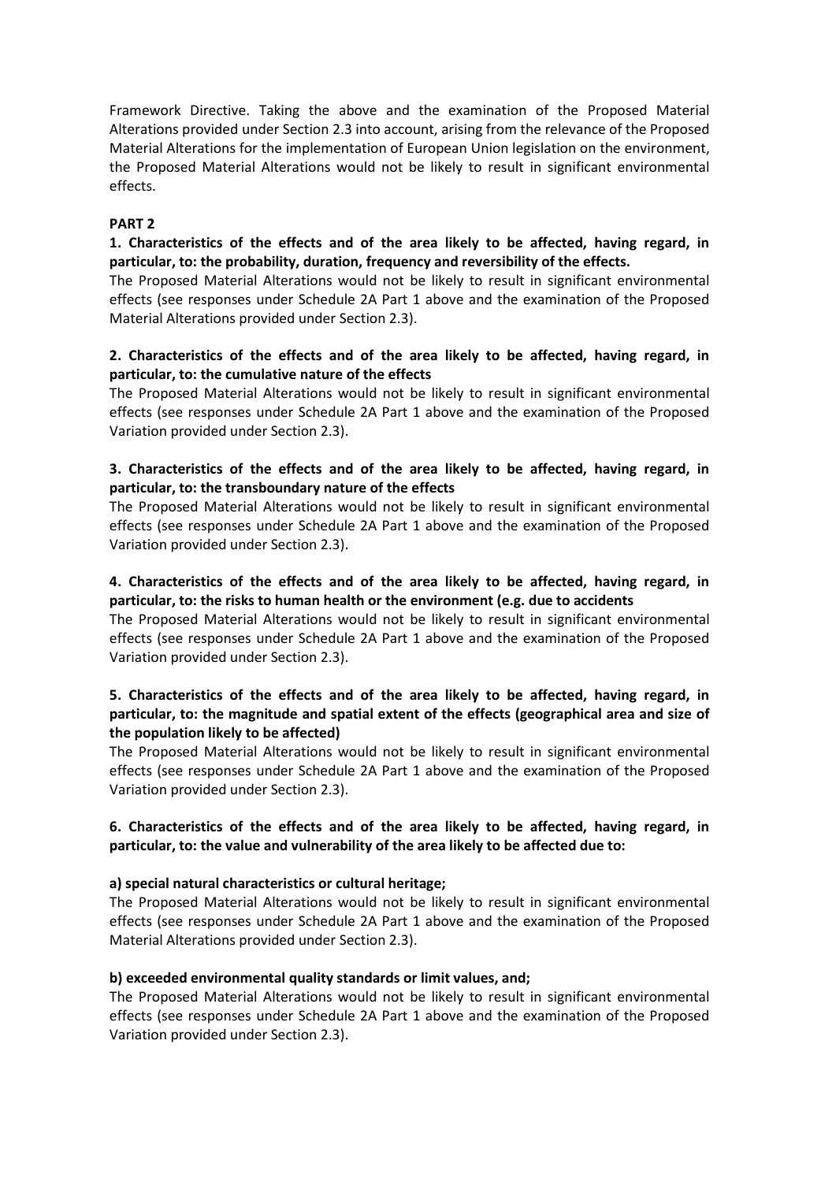Framework Directive. Taking the above and the examination of the Proposed Material Alterations provided under Section 2.3 into account, arising from the relevance of the Proposed Material Alterations for the implementation of European Union legislation on the environment, the Proposed Material Alterations would not be likely to result in significant environmental effects.

**PART 2**

**1. Characteristics of the effects and of the area likely to be affected, having regard, in particular, to: the probability, duration, frequency and reversibility of the effects.**

The Proposed Material Alterations would not be likely to result in significant environmental effects (see responses under Schedule 2A Part 1 above and the examination of the Proposed Material Alterations provided under Section 2.3).

**2. Characteristics of the effects and of the area likely to be affected, having regard, in particular, to: the cumulative nature of the effects**

The Proposed Material Alterations would not be likely to result in significant environmental effects (see responses under Schedule 2A Part 1 above and the examination of the Proposed Variation provided under Section 2.3).

**3. Characteristics of the effects and of the area likely to be affected, having regard, in particular, to: the transboundary nature of the effects**

The Proposed Material Alterations would not be likely to result in significant environmental effects (see responses under Schedule 2A Part 1 above and the examination of the Proposed Variation provided under Section 2.3).

**4. Characteristics of the effects and of the area likely to be affected, having regard, in particular, to: the risks to human health or the environment (e.g. due to accidents**

The Proposed Material Alterations would not be likely to result in significant environmental effects (see responses under Schedule 2A Part 1 above and the examination of the Proposed Variation provided under Section 2.3).

**5. Characteristics of the effects and of the area likely to be affected, having regard, in particular, to: the magnitude and spatial extent of the effects (geographical area and size of the population likely to be affected)**

The Proposed Material Alterations would not be likely to result in significant environmental effects (see responses under Schedule 2A Part 1 above and the examination of the Proposed Variation provided under Section 2.3).

**6. Characteristics of the effects and of the area likely to be affected, having regard, in particular, to: the value and vulnerability of the area likely to be affected due to:**

**a) special natural characteristics or cultural heritage;**

The Proposed Material Alterations would not be likely to result in significant environmental effects (see responses under Schedule 2A Part 1 above and the examination of the Proposed Material Alterations provided under Section 2.3).

**b) exceeded environmental quality standards or limit values, and;**

The Proposed Material Alterations would not be likely to result in significant environmental effects (see responses under Schedule 2A Part 1 above and the examination of the Proposed Variation provided under Section 2.3).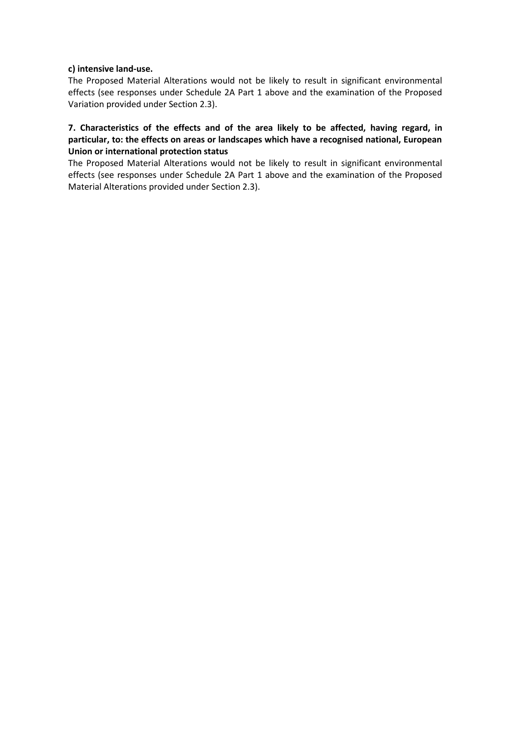**c) intensive land-use.**

The Proposed Material Alterations would not be likely to result in significant environmental effects (see responses under Schedule 2A Part 1 above and the examination of the Proposed Variation provided under Section 2.3).

**7. Characteristics of the effects and of the area likely to be affected, having regard, in particular, to: the effects on areas or landscapes which have a recognised national, European Union or international protection status**

The Proposed Material Alterations would not be likely to result in significant environmental effects (see responses under Schedule 2A Part 1 above and the examination of the Proposed Material Alterations provided under Section 2.3).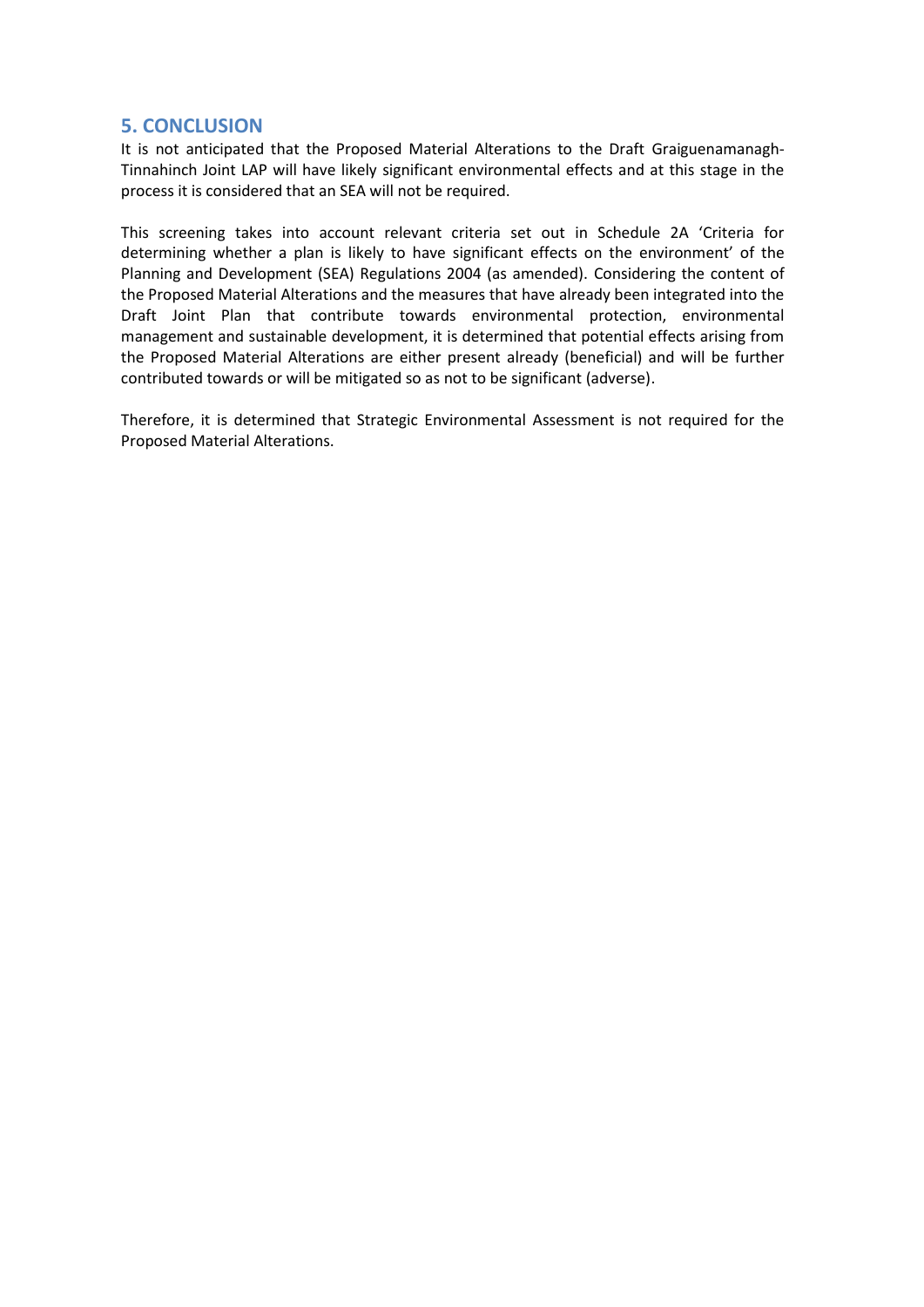## 5. CONCLUSION

It is not anticipated that the Proposed Material Alterations to the Draft Graiguenamanagh-Tinnahinch Joint LAP will have likely significant environmental effects and at this stage in the process it is considered that an SEA will not be required.

This screening takes into account relevant criteria set out in Schedule 2A 'Criteria for determining whether a plan is likely to have significant effects on the environment' of the Planning and Development (SEA) Regulations 2004 (as amended). Considering the content of the Proposed Material Alterations and the measures that have already been integrated into the Draft Joint Plan that contribute towards environmental protection, environmental management and sustainable development, it is determined that potential effects arising from the Proposed Material Alterations are either present already (beneficial) and will be further contributed towards or will be mitigated so as not to be significant (adverse).

Therefore, it is determined that Strategic Environmental Assessment is not required for the Proposed Material Alterations.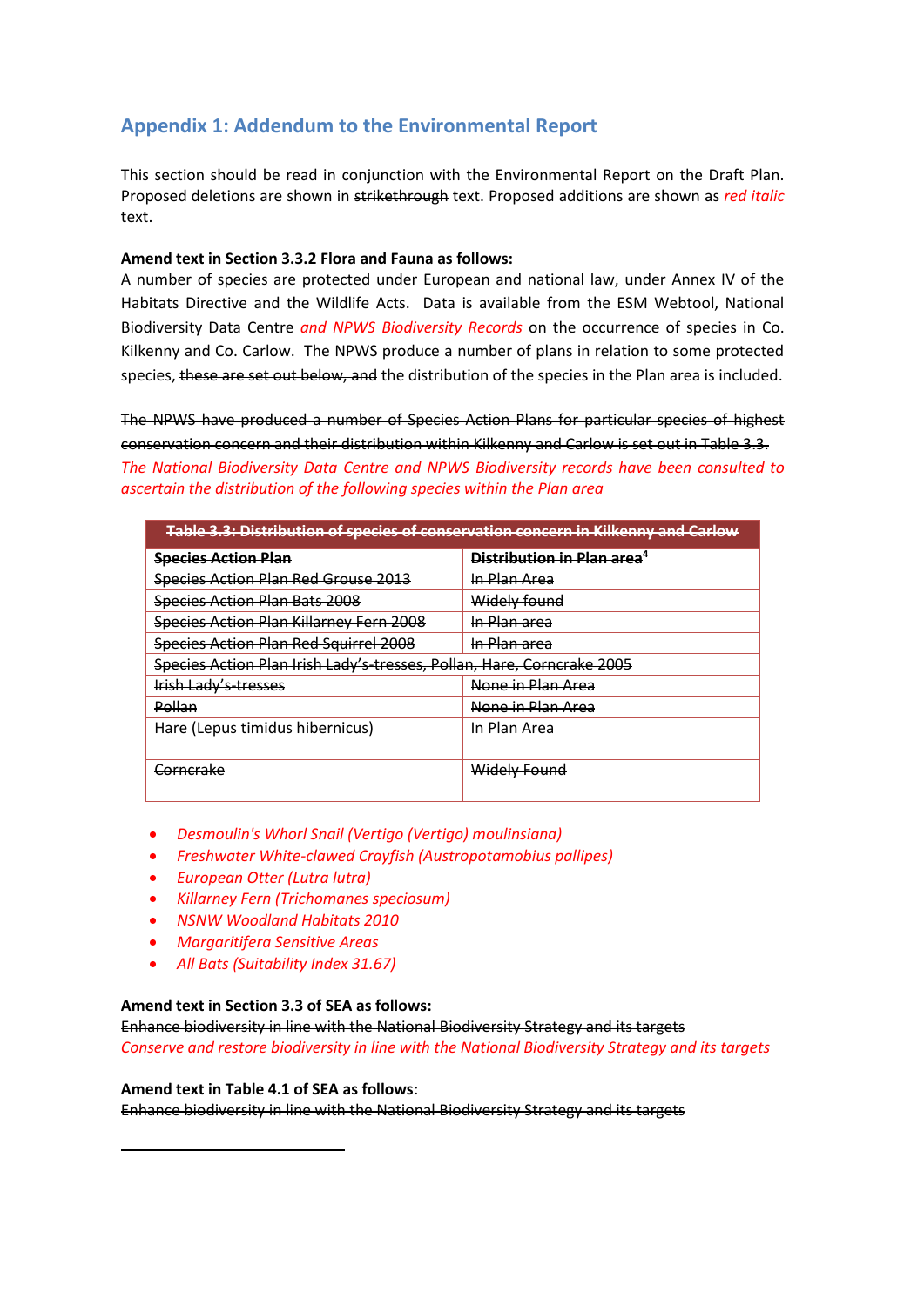## Appendix 1: Addendum to the Environmental Report

This section should be read in conjunction with the Environmental Report on the Draft Plan. Proposed deletions are shown in ~~strikethrough~~ text. Proposed additions are shown as *red italic* text.

**Amend text in Section 3.3.2 Flora and Fauna as follows:**

A number of species are protected under European and national law, under Annex IV of the Habitats Directive and the Wildlife Acts. Data is available from the ESM Webtool, National Biodiversity Data Centre *and NPWS Biodiversity Records* on the occurrence of species in Co. Kilkenny and Co. Carlow. The NPWS produce a number of plans in relation to some protected species, ~~these are set out below, and~~ the distribution of the species in the Plan area is included.

~~The NPWS have produced a number of Species Action Plans for particular species of highest conservation concern and their distribution within Kilkenny and Carlow is set out in Table 3.3.~~

*The National Biodiversity Data Centre and NPWS Biodiversity records have been consulted to ascertain the distribution of the following species within the Plan area*

| ~~Table 3.3: Distribution of species of conservation concern in Kilkenny and Carlow~~ | |
|---|---|
| ~~**Species Action Plan**~~ | ~~**Distribution in Plan area**~~[4] |
| ~~Species Action Plan Red Grouse 2013~~ | ~~In Plan Area~~ |
| ~~Species Action Plan Bats 2008~~ | ~~Widely found~~ |
| ~~Species Action Plan Killarney Fern 2008~~ | ~~In Plan area~~ |
| ~~Species Action Plan Red Squirrel 2008~~ | ~~In Plan area~~ |
| ~~Species Action Plan Irish Lady's-tresses, Pollan, Hare, Corncrake 2005~~ | |
| ~~Irish Lady's-tresses~~ | ~~None in Plan Area~~ |
| ~~Pollan~~ | ~~None in Plan Area~~ |
| ~~Hare (Lepus timidus hibernicus)~~ | ~~In Plan Area~~ |
| ~~Corncrake~~ | ~~Widely Found~~ |

- *Desmoulin's Whorl Snail (Vertigo (Vertigo) moulinsiana)*
- *Freshwater White-clawed Crayfish (Austropotamobius pallipes)*
- *European Otter (Lutra lutra)*
- *Killarney Fern (Trichomanes speciosum)*
- *NSNW Woodland Habitats 2010*
- *Margaritifera Sensitive Areas*
- *All Bats (Suitability Index 31.67)*

**Amend text in Section 3.3 of SEA as follows:**

~~Enhance biodiversity in line with the National Biodiversity Strategy and its targets~~

*Conserve and restore biodiversity in line with the National Biodiversity Strategy and its targets*

**Amend text in Table 4.1 of SEA as follows**:

~~Enhance biodiversity in line with the National Biodiversity Strategy and its targets~~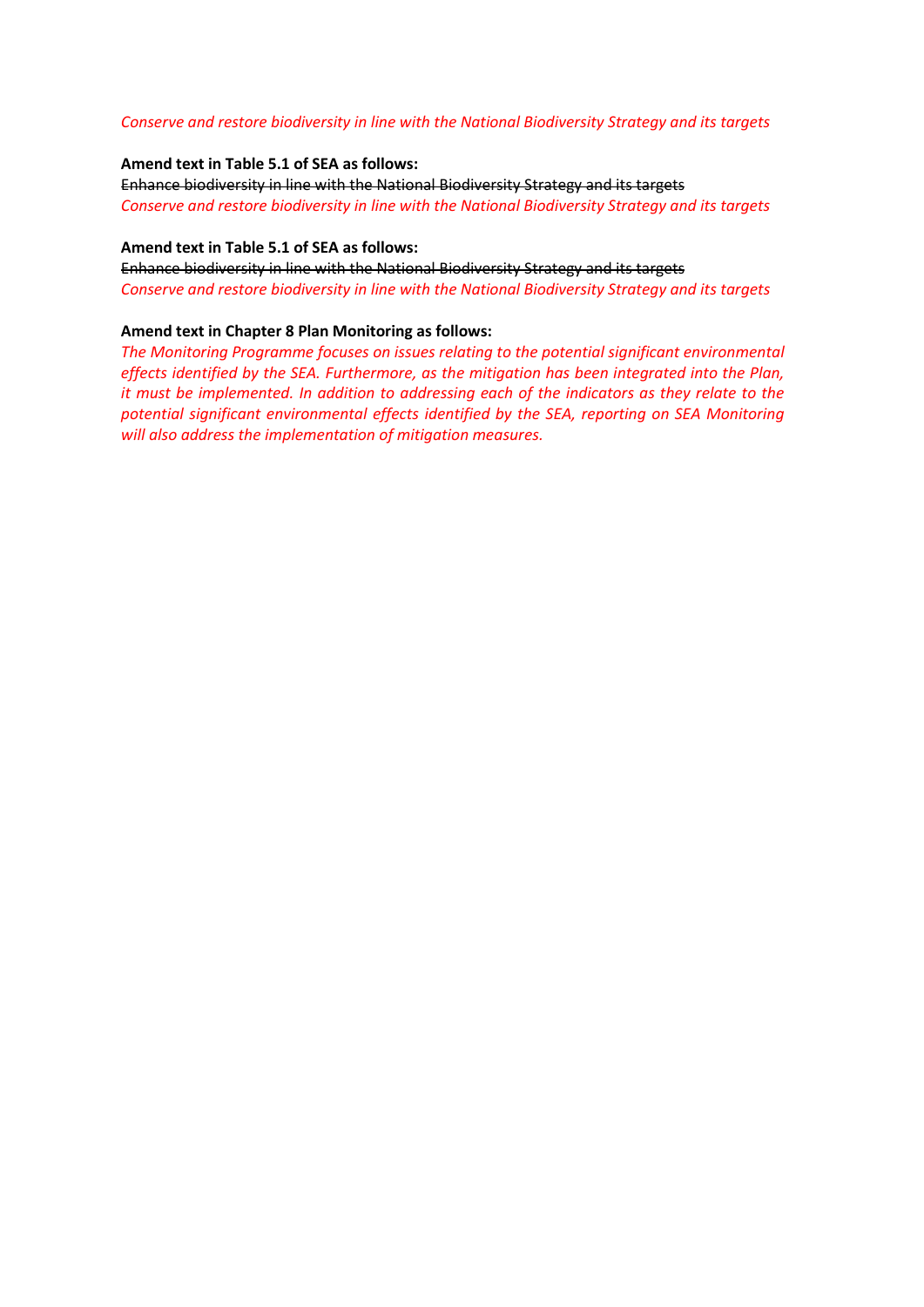*Conserve and restore biodiversity in line with the National Biodiversity Strategy and its targets*

**Amend text in Table 5.1 of SEA as follows:**

~~Enhance biodiversity in line with the National Biodiversity Strategy and its targets~~

*Conserve and restore biodiversity in line with the National Biodiversity Strategy and its targets*

**Amend text in Table 5.1 of SEA as follows:**

~~Enhance biodiversity in line with the National Biodiversity Strategy and its targets~~

*Conserve and restore biodiversity in line with the National Biodiversity Strategy and its targets*

**Amend text in Chapter 8 Plan Monitoring as follows:**

*The Monitoring Programme focuses on issues relating to the potential significant environmental effects identified by the SEA. Furthermore, as the mitigation has been integrated into the Plan, it must be implemented. In addition to addressing each of the indicators as they relate to the potential significant environmental effects identified by the SEA, reporting on SEA Monitoring will also address the implementation of mitigation measures.*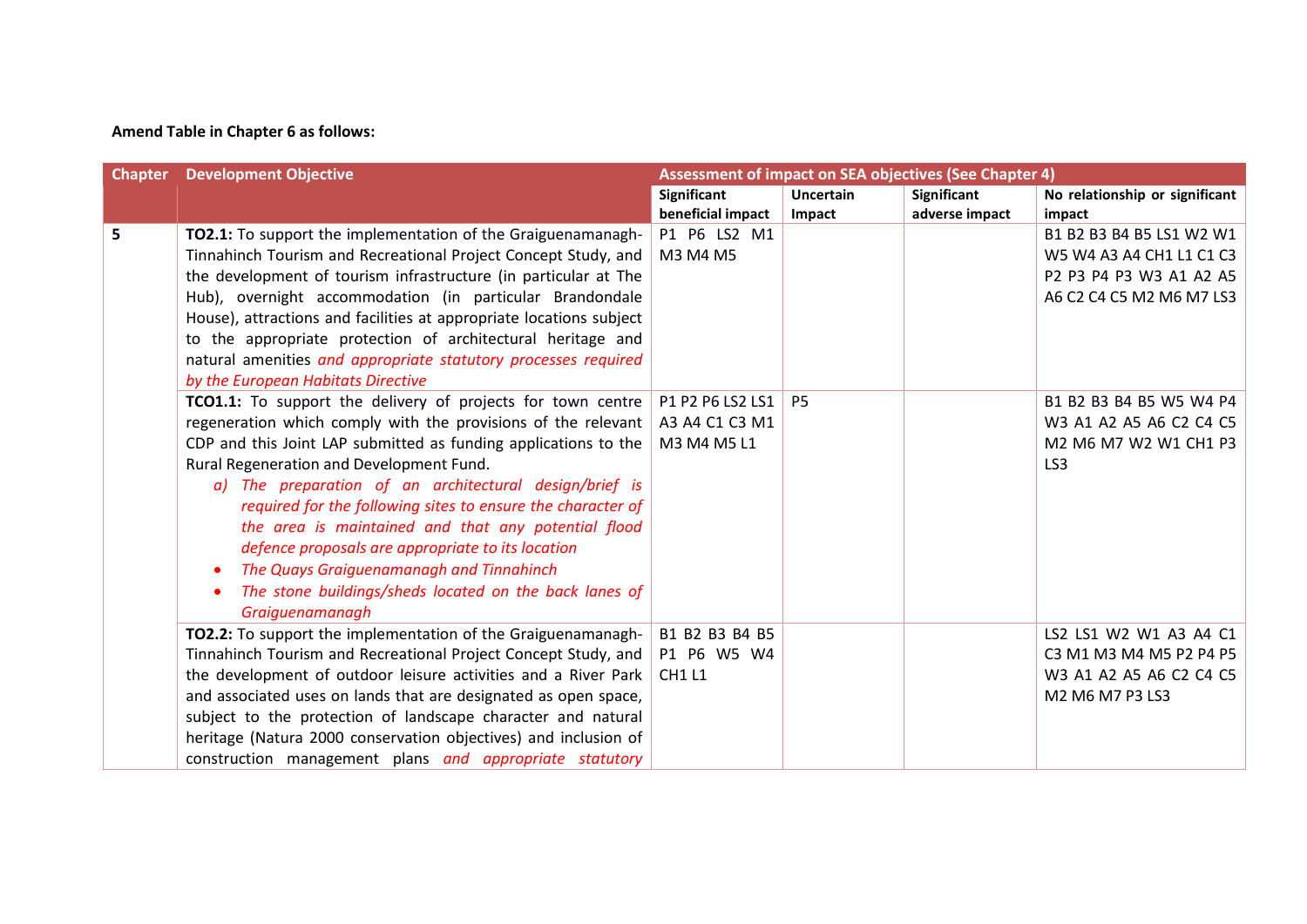**Amend Table in Chapter 6 as follows:**

| Chapter | Development Objective | Assessment of impact on SEA objectives (See Chapter 4) | | | |
|---|---|---|---|---|---|
| | | Significant beneficial impact | Uncertain Impact | Significant adverse impact | No relationship or significant impact |
| 5 | **TO2.1:** To support the implementation of the Graiguenamanagh-Tinnahinch Tourism and Recreational Project Concept Study, and the development of tourism infrastructure (in particular at The Hub), overnight accommodation (in particular Brandondale House), attractions and facilities at appropriate locations subject to the appropriate protection of architectural heritage and natural amenities *and appropriate statutory processes required by the European Habitats Directive* | P1 P6 LS2 M1 M3 M4 M5 | | | B1 B2 B3 B4 B5 LS1 W2 W1 W5 W4 A3 A4 CH1 L1 C1 C3 P2 P3 P4 P3 W3 A1 A2 A5 A6 C2 C4 C5 M2 M6 M7 LS3 |
| | **TCO1.1:** To support the delivery of projects for town centre regeneration which comply with the provisions of the relevant CDP and this Joint LAP submitted as funding applications to the Rural Regeneration and Development Fund. *a) The preparation of an architectural design/brief is required for the following sites to ensure the character of the area is maintained and that any potential flood defence proposals are appropriate to its location* <br>• *The Quays Graiguenamanagh and Tinnahinch* <br>• *The stone buildings/sheds located on the back lanes of Graiguenamanagh* | P1 P2 P6 LS2 LS1 A3 A4 C1 C3 M1 M3 M4 M5 L1 | P5 | | B1 B2 B3 B4 B5 W5 W4 P4 W3 A1 A2 A5 A6 C2 C4 C5 M2 M6 M7 W2 W1 CH1 P3 LS3 |
| | **TO2.2:** To support the implementation of the Graiguenamanagh-Tinnahinch Tourism and Recreational Project Concept Study, and the development of outdoor leisure activities and a River Park and associated uses on lands that are designated as open space, subject to the protection of landscape character and natural heritage (Natura 2000 conservation objectives) and inclusion of construction management plans *and appropriate statutory* | B1 B2 B3 B4 B5 P1 P6 W5 W4 CH1 L1 | | | LS2 LS1 W2 W1 A3 A4 C1 C3 M1 M3 M4 M5 P2 P4 P5 W3 A1 A2 A5 A6 C2 C4 C5 M2 M6 M7 P3 LS3 |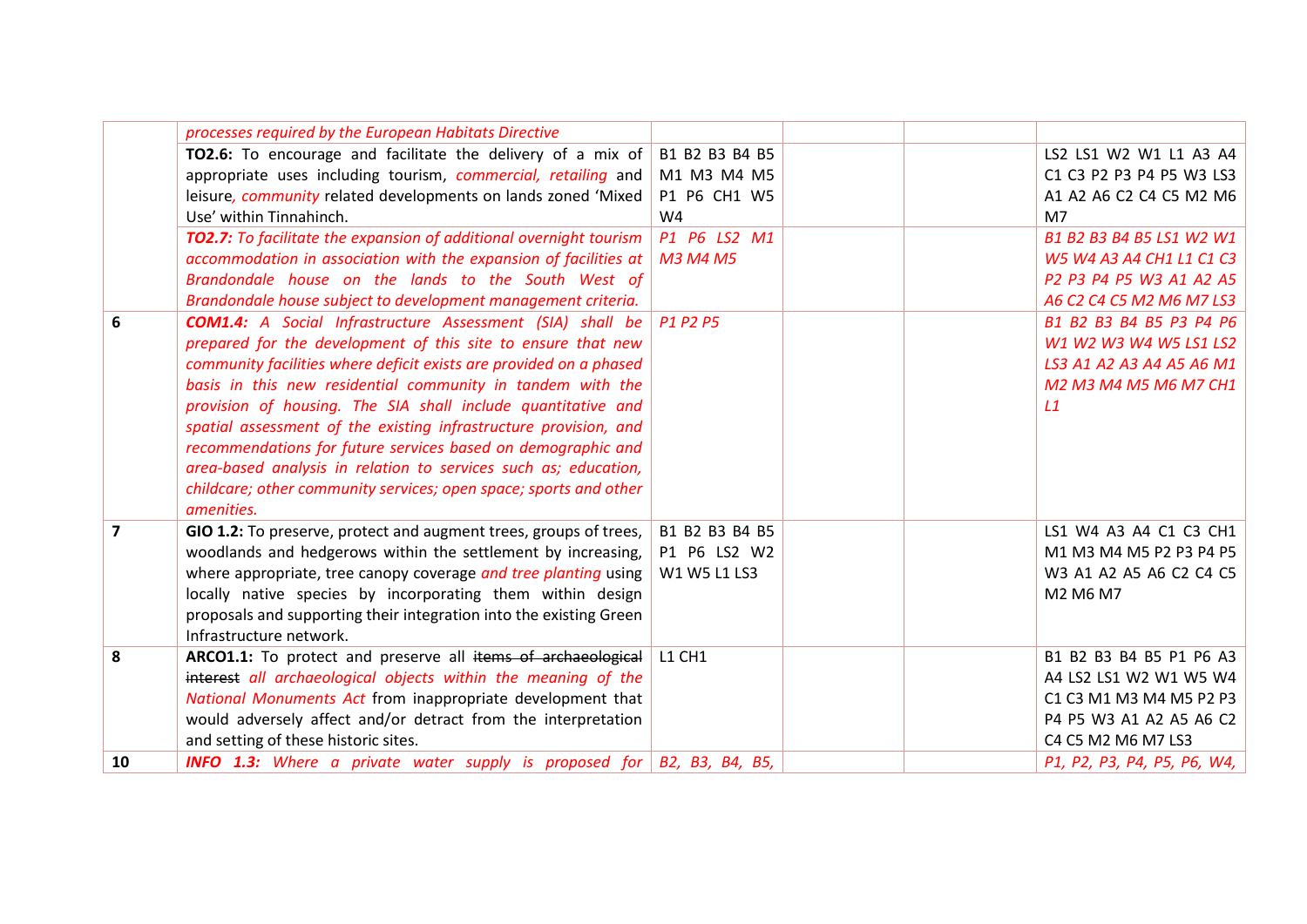| | | | | |
|---|---|---|---|---|
| | *processes required by the European Habitats Directive* | | | |
| | **TO2.6:** To encourage and facilitate the delivery of a mix of appropriate uses including tourism, *commercial, retailing* and leisure*, community* related developments on lands zoned 'Mixed Use' within Tinnahinch. | B1 B2 B3 B4 B5 M1 M3 M4 M5 P1 P6 CH1 W5 W4 | | | LS2 LS1 W2 W1 L1 A3 A4 C1 C3 P2 P3 P4 P5 W3 LS3 A1 A2 A6 C2 C4 C5 M2 M6 M7 |
| | ***TO2.7:*** *To facilitate the expansion of additional overnight tourism accommodation in association with the expansion of facilities at Brandondale house on the lands to the South West of Brandondale house subject to development management criteria.* | *P1 P6 LS2 M1 M3 M4 M5* | | | *B1 B2 B3 B4 B5 LS1 W2 W1 W5 W4 A3 A4 CH1 L1 C1 C3 P2 P3 P4 P5 W3 A1 A2 A5 A6 C2 C4 C5 M2 M6 M7 LS3* |
| **6** | ***COM1.4:*** *A Social Infrastructure Assessment (SIA) shall be prepared for the development of this site to ensure that new community facilities where deficit exists are provided on a phased basis in this new residential community in tandem with the provision of housing. The SIA shall include quantitative and spatial assessment of the existing infrastructure provision, and recommendations for future services based on demographic and area-based analysis in relation to services such as; education, childcare; other community services; open space; sports and other amenities.* | *P1 P2 P5* | | | *B1 B2 B3 B4 B5 P3 P4 P6 W1 W2 W3 W4 W5 LS1 LS2 LS3 A1 A2 A3 A4 A5 A6 M1 M2 M3 M4 M5 M6 M7 CH1 L1* |
| **7** | **GIO 1.2:** To preserve, protect and augment trees, groups of trees, woodlands and hedgerows within the settlement by increasing, where appropriate, tree canopy coverage *and tree planting* using locally native species by incorporating them within design proposals and supporting their integration into the existing Green Infrastructure network. | B1 B2 B3 B4 B5 P1 P6 LS2 W2 W1 W5 L1 LS3 | | | LS1 W4 A3 A4 C1 C3 CH1 M1 M3 M4 M5 P2 P3 P4 P5 W3 A1 A2 A5 A6 C2 C4 C5 M2 M6 M7 |
| **8** | **ARCO1.1:** To protect and preserve all ~~items of archaeological interest~~ *all archaeological objects within the meaning of the National Monuments Act* from inappropriate development that would adversely affect and/or detract from the interpretation and setting of these historic sites. | L1 CH1 | | | B1 B2 B3 B4 B5 P1 P6 A3 A4 LS2 LS1 W2 W1 W5 W4 C1 C3 M1 M3 M4 M5 P2 P3 P4 P5 W3 A1 A2 A5 A6 C2 C4 C5 M2 M6 M7 LS3 |
| **10** | ***INFO 1.3:*** *Where a private water supply is proposed for* | *B2, B3, B4, B5,* | | | *P1, P2, P3, P4, P5, P6, W4,* |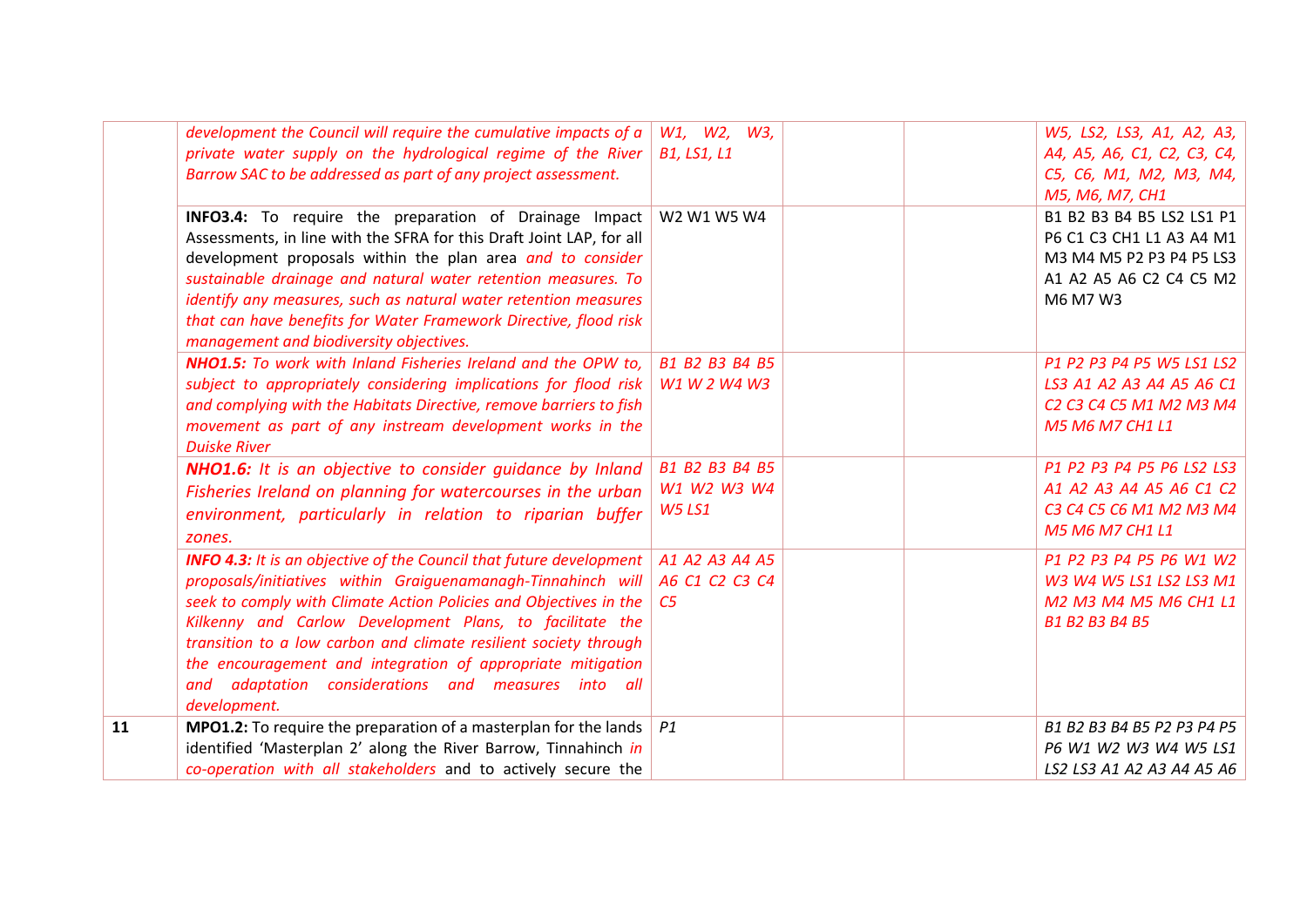| | | | | | |
|---|---|---|---|---|---|
| | *development the Council will require the cumulative impacts of a private water supply on the hydrological regime of the River Barrow SAC to be addressed as part of any project assessment.* | *W1, W2, W3, B1, LS1, L1* | | | *W5, LS2, LS3, A1, A2, A3, A4, A5, A6, C1, C2, C3, C4, C5, C6, M1, M2, M3, M4, M5, M6, M7, CH1* |
| | **INFO3.4:** To require the preparation of Drainage Impact Assessments, in line with the SFRA for this Draft Joint LAP, for all development proposals within the plan area *and to consider sustainable drainage and natural water retention measures. To identify any measures, such as natural water retention measures that can have benefits for Water Framework Directive, flood risk management and biodiversity objectives.* | W2 W1 W5 W4 | | | B1 B2 B3 B4 B5 LS2 LS1 P1 P6 C1 C3 CH1 L1 A3 A4 M1 M3 M4 M5 P2 P3 P4 P5 LS3 A1 A2 A5 A6 C2 C4 C5 M2 M6 M7 W3 |
| | ***NHO1.5:*** *To work with Inland Fisheries Ireland and the OPW to, subject to appropriately considering implications for flood risk and complying with the Habitats Directive, remove barriers to fish movement as part of any instream development works in the Duiske River* | *B1 B2 B3 B4 B5 W1 W 2 W4 W3* | | | *P1 P2 P3 P4 P5 W5 LS1 LS2 LS3 A1 A2 A3 A4 A5 A6 C1 C2 C3 C4 C5 M1 M2 M3 M4 M5 M6 M7 CH1 L1* |
| | ***NHO1.6:*** *It is an objective to consider guidance by Inland Fisheries Ireland on planning for watercourses in the urban environment, particularly in relation to riparian buffer zones.* | *B1 B2 B3 B4 B5 W1 W2 W3 W4 W5 LS1* | | | *P1 P2 P3 P4 P5 P6 LS2 LS3 A1 A2 A3 A4 A5 A6 C1 C2 C3 C4 C5 C6 M1 M2 M3 M4 M5 M6 M7 CH1 L1* |
| | ***INFO 4.3:*** *It is an objective of the Council that future development proposals/initiatives within Graiguenamanagh-Tinnahinch will seek to comply with Climate Action Policies and Objectives in the Kilkenny and Carlow Development Plans, to facilitate the transition to a low carbon and climate resilient society through the encouragement and integration of appropriate mitigation and adaptation considerations and measures into all development.* | *A1 A2 A3 A4 A5 A6 C1 C2 C3 C4 C5* | | | *P1 P2 P3 P4 P5 P6 W1 W2 W3 W4 W5 LS1 LS2 LS3 M1 M2 M3 M4 M5 M6 CH1 L1 B1 B2 B3 B4 B5* |
| **11** | **MPO1.2:** To require the preparation of a masterplan for the lands identified 'Masterplan 2' along the River Barrow, Tinnahinch *in co-operation with all stakeholders* and to actively secure the | *P1* | | | *B1 B2 B3 B4 B5 P2 P3 P4 P5 P6 W1 W2 W3 W4 W5 LS1 LS2 LS3 A1 A2 A3 A4 A5 A6* |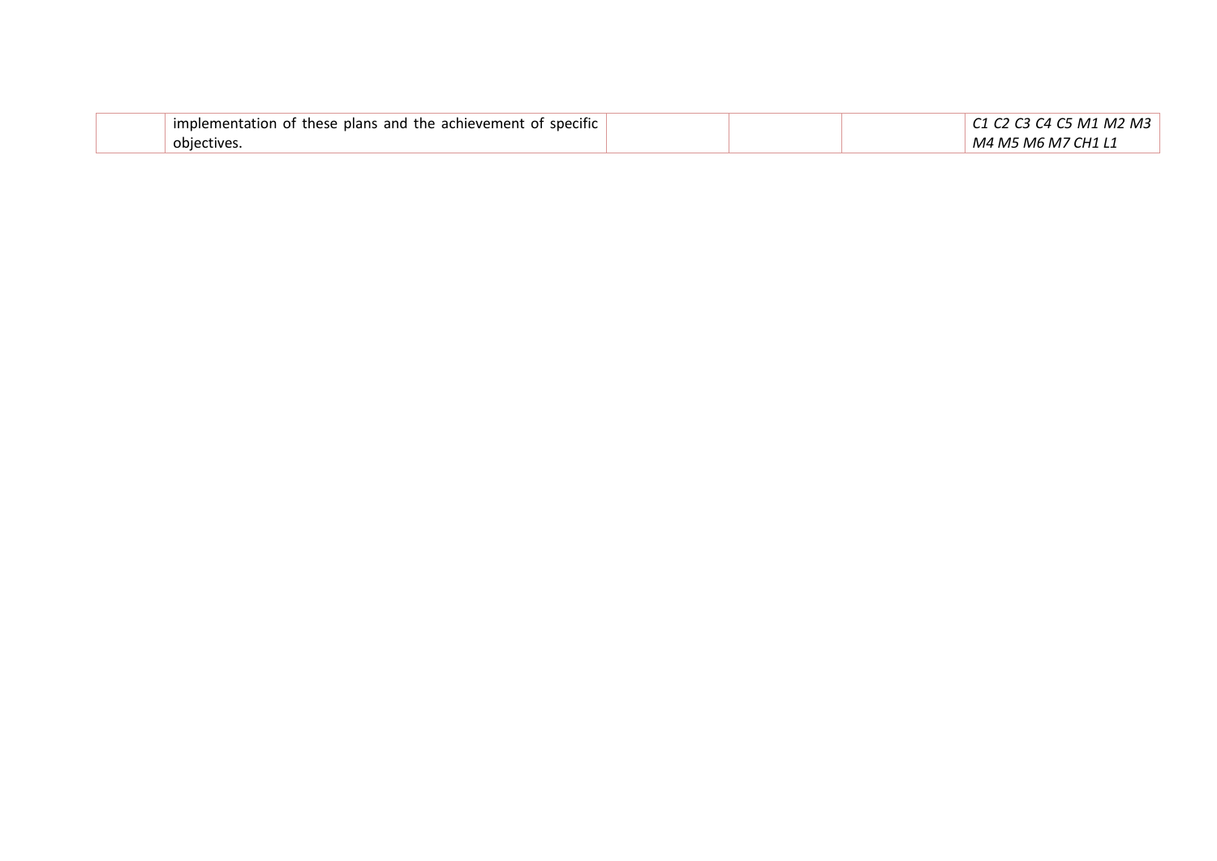| | | | | |
|---|---|---|---|---|
| | implementation of these plans and the achievement of specific objectives. | | | *C1 C2 C3 C4 C5 M1 M2 M3 M4 M5 M6 M7 CH1 L1* |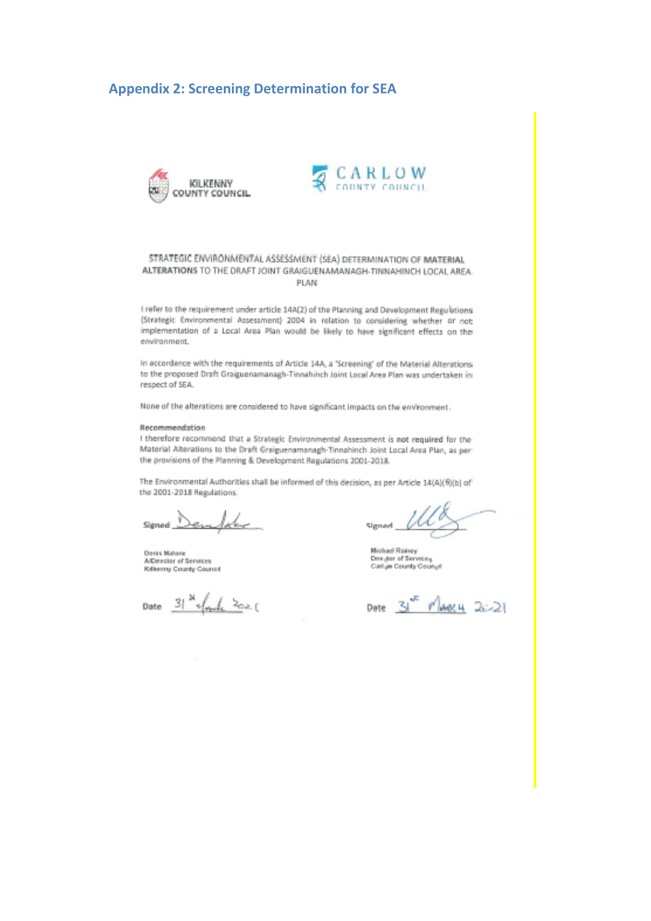## Appendix 2: Screening Determination for SEA

KILKENNY COUNTY COUNCIL

CARLOW COUNTY COUNCIL

STRATEGIC ENVIRONMENTAL ASSESSMENT (SEA) DETERMINATION OF MATERIAL ALTERATIONS TO THE DRAFT JOINT GRAIGUENAMANAGH-TINNAHINCH LOCAL AREA PLAN

I refer to the requirement under article 14A(2) of the Planning and Development Regulations (Strategic Environmental Assessment) 2004 in relation to considering whether or not implementation of a Local Area Plan would be likely to have significant effects on the environment.

In accordance with the requirements of Article 14A, a 'Screening' of the Material Alterations to the proposed Draft Graiguenamanagh-Tinnahinch Joint Local Area Plan was undertaken in respect of SEA.

None of the alterations are considered to have significant impacts on the environment.

**Recommendation**

I therefore recommend that a Strategic Environmental Assessment is **not required** for the Material Alterations to the Draft Graiguenamanagh-Tinnahinch Joint Local Area Plan, as per the provisions of the Planning & Development Regulations 2001-2018.

The Environmental Authorities shall be informed of this decision, as per Article 14(A)(6)(b) of the 2001-2018 Regulations.

Signed ____________

Denis Malone
A/Director of Services
Kilkenny County Council

Date 31st March 2021

Signed ____________

Michael Rainey
Director of Services
Carlow County Council

Date 31st March 2021